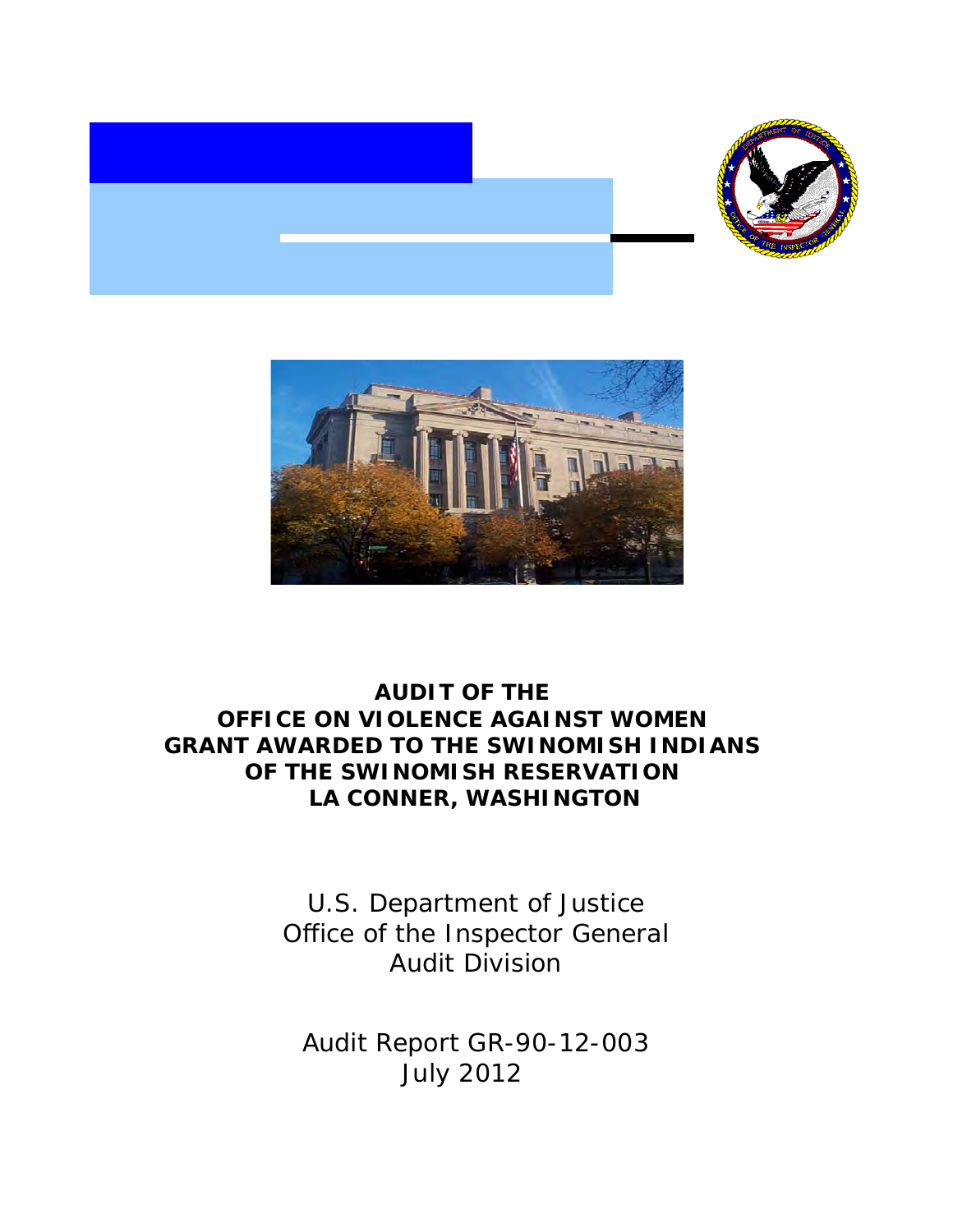# AUDIT OF THE OFFICE ON VIOLENCE AGAINST WOMEN GRANT AWARDED TO THE SWINOMISH INDIANS OF THE SWINOMISH RESERVATION LA CONNER, WASHINGTON

U.S. Department of Justice
Office of the Inspector General
Audit Division

Audit Report GR-90-12-003
July 2012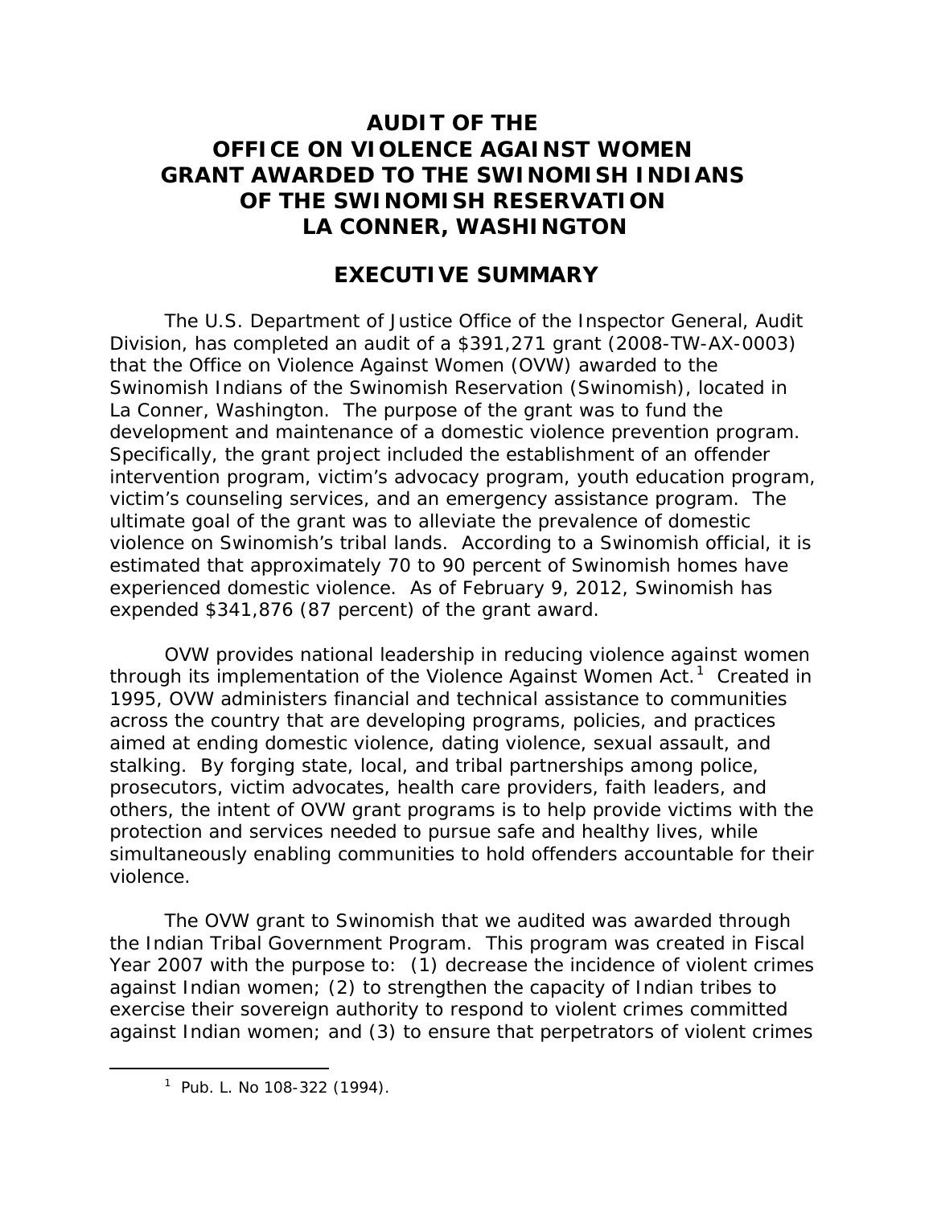# AUDIT OF THE OFFICE ON VIOLENCE AGAINST WOMEN GRANT AWARDED TO THE SWINOMISH INDIANS OF THE SWINOMISH RESERVATION LA CONNER, WASHINGTON

## EXECUTIVE SUMMARY

The U.S. Department of Justice Office of the Inspector General, Audit Division, has completed an audit of a $391,271 grant (2008-TW-AX-0003) that the Office on Violence Against Women (OVW) awarded to the Swinomish Indians of the Swinomish Reservation (Swinomish), located in La Conner, Washington. The purpose of the grant was to fund the development and maintenance of a domestic violence prevention program. Specifically, the grant project included the establishment of an offender intervention program, victim's advocacy program, youth education program, victim's counseling services, and an emergency assistance program. The ultimate goal of the grant was to alleviate the prevalence of domestic violence on Swinomish's tribal lands. According to a Swinomish official, it is estimated that approximately 70 to 90 percent of Swinomish homes have experienced domestic violence. As of February 9, 2012, Swinomish has expended $341,876 (87 percent) of the grant award.

OVW provides national leadership in reducing violence against women through its implementation of the Violence Against Women Act.[1] Created in 1995, OVW administers financial and technical assistance to communities across the country that are developing programs, policies, and practices aimed at ending domestic violence, dating violence, sexual assault, and stalking. By forging state, local, and tribal partnerships among police, prosecutors, victim advocates, health care providers, faith leaders, and others, the intent of OVW grant programs is to help provide victims with the protection and services needed to pursue safe and healthy lives, while simultaneously enabling communities to hold offenders accountable for their violence.

The OVW grant to Swinomish that we audited was awarded through the Indian Tribal Government Program. This program was created in Fiscal Year 2007 with the purpose to: (1) decrease the incidence of violent crimes against Indian women; (2) to strengthen the capacity of Indian tribes to exercise their sovereign authority to respond to violent crimes committed against Indian women; and (3) to ensure that perpetrators of violent crimes

[1] Pub. L. No 108-322 (1994).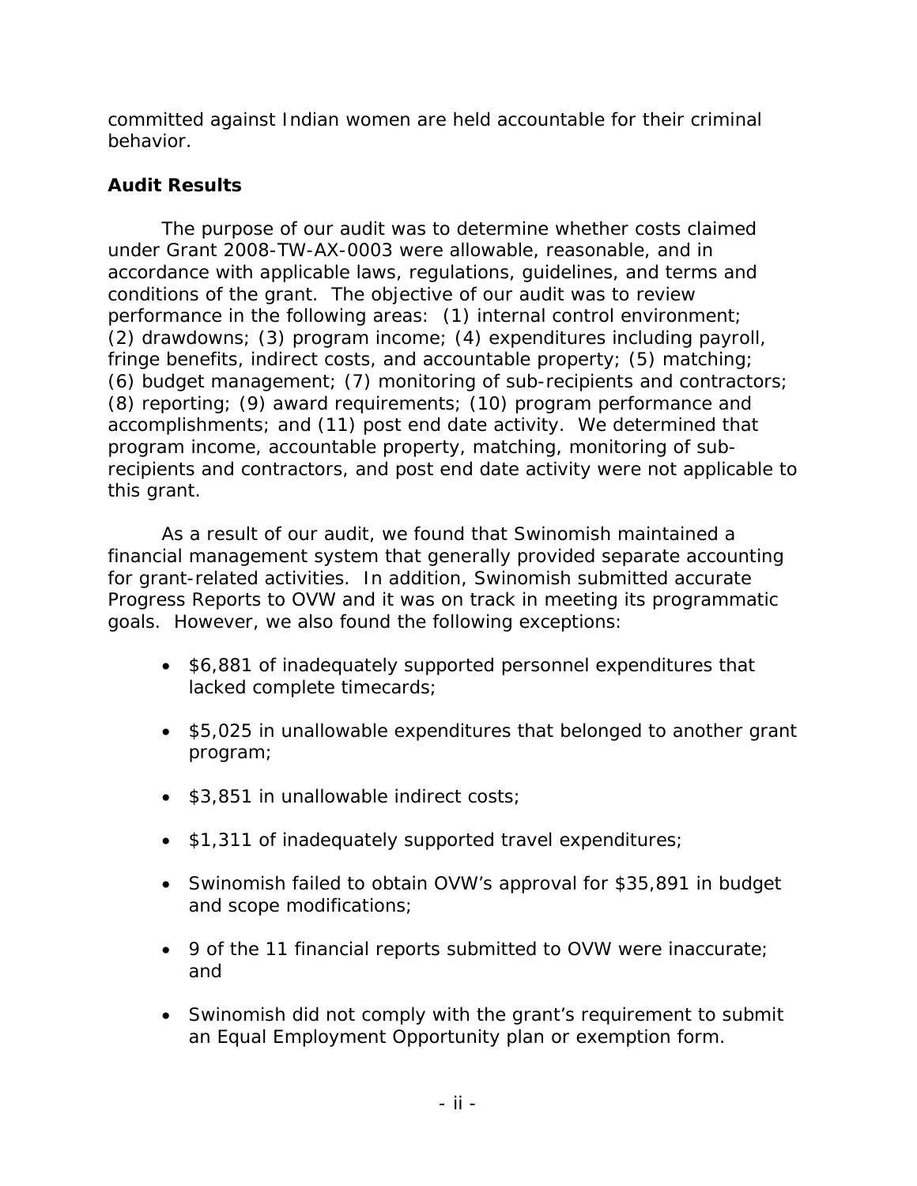committed against Indian women are held accountable for their criminal behavior.

## Audit Results

The purpose of our audit was to determine whether costs claimed under Grant 2008-TW-AX-0003 were allowable, reasonable, and in accordance with applicable laws, regulations, guidelines, and terms and conditions of the grant. The objective of our audit was to review performance in the following areas: (1) internal control environment; (2) drawdowns; (3) program income; (4) expenditures including payroll, fringe benefits, indirect costs, and accountable property; (5) matching; (6) budget management; (7) monitoring of sub-recipients and contractors; (8) reporting; (9) award requirements; (10) program performance and accomplishments; and (11) post end date activity. We determined that program income, accountable property, matching, monitoring of sub-recipients and contractors, and post end date activity were not applicable to this grant.

As a result of our audit, we found that Swinomish maintained a financial management system that generally provided separate accounting for grant-related activities. In addition, Swinomish submitted accurate Progress Reports to OVW and it was on track in meeting its programmatic goals. However, we also found the following exceptions:

- $6,881 of inadequately supported personnel expenditures that lacked complete timecards;
- $5,025 in unallowable expenditures that belonged to another grant program;
- $3,851 in unallowable indirect costs;
- $1,311 of inadequately supported travel expenditures;
- Swinomish failed to obtain OVW's approval for $35,891 in budget and scope modifications;
- 9 of the 11 financial reports submitted to OVW were inaccurate; and
- Swinomish did not comply with the grant's requirement to submit an Equal Employment Opportunity plan or exemption form.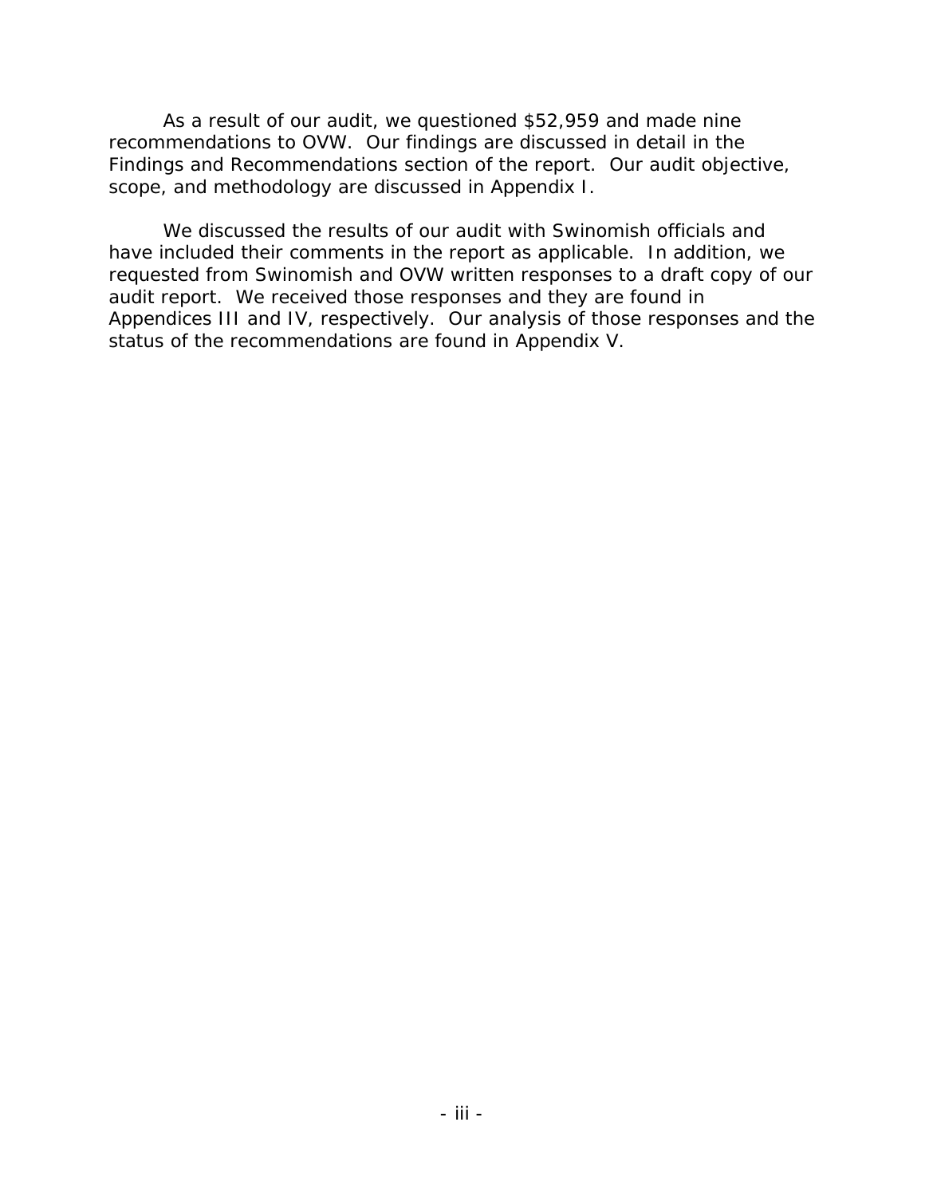As a result of our audit, we questioned $52,959 and made nine recommendations to OVW. Our findings are discussed in detail in the Findings and Recommendations section of the report. Our audit objective, scope, and methodology are discussed in Appendix I.

We discussed the results of our audit with Swinomish officials and have included their comments in the report as applicable. In addition, we requested from Swinomish and OVW written responses to a draft copy of our audit report. We received those responses and they are found in Appendices III and IV, respectively. Our analysis of those responses and the status of the recommendations are found in Appendix V.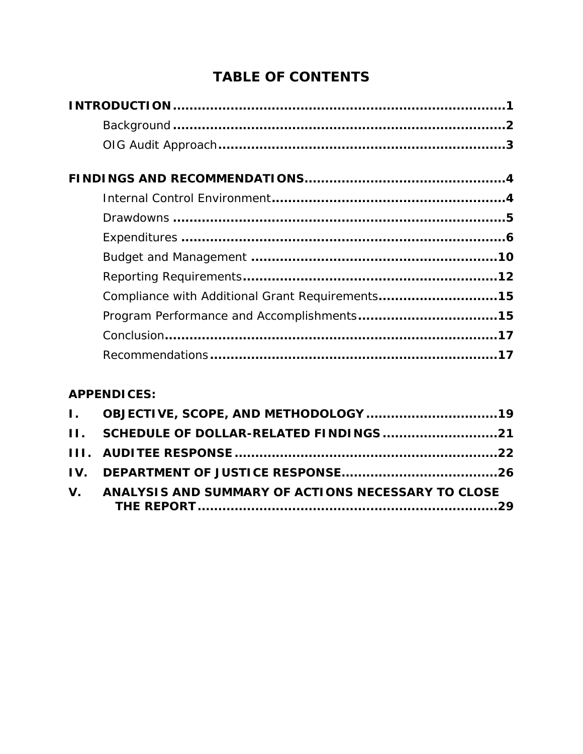# TABLE OF CONTENTS

**INTRODUCTION** .................................................................................. **1**

- Background ................................................................................. **2**
- OIG Audit Approach ..................................................................... **3**

**FINDINGS AND RECOMMENDATIONS** ................................................ **4**

- Internal Control Environment ........................................................ **4**
- Drawdowns ................................................................................. **5**
- Expenditures ............................................................................... **6**
- Budget and Management ............................................................ **10**
- Reporting Requirements ............................................................. **12**
- Compliance with Additional Grant Requirements ............................ **15**
- Program Performance and Accomplishments .................................. **15**
- Conclusion ................................................................................. **17**
- Recommendations ...................................................................... **17**

**APPENDICES:**

**I. OBJECTIVE, SCOPE, AND METHODOLOGY** ................................ **19**

**II. SCHEDULE OF DOLLAR-RELATED FINDINGS** ............................ **21**

**III. AUDITEE RESPONSE** ................................................................ **22**

**IV. DEPARTMENT OF JUSTICE RESPONSE** ...................................... **26**

**V. ANALYSIS AND SUMMARY OF ACTIONS NECESSARY TO CLOSE THE REPORT** ........................................................................... **29**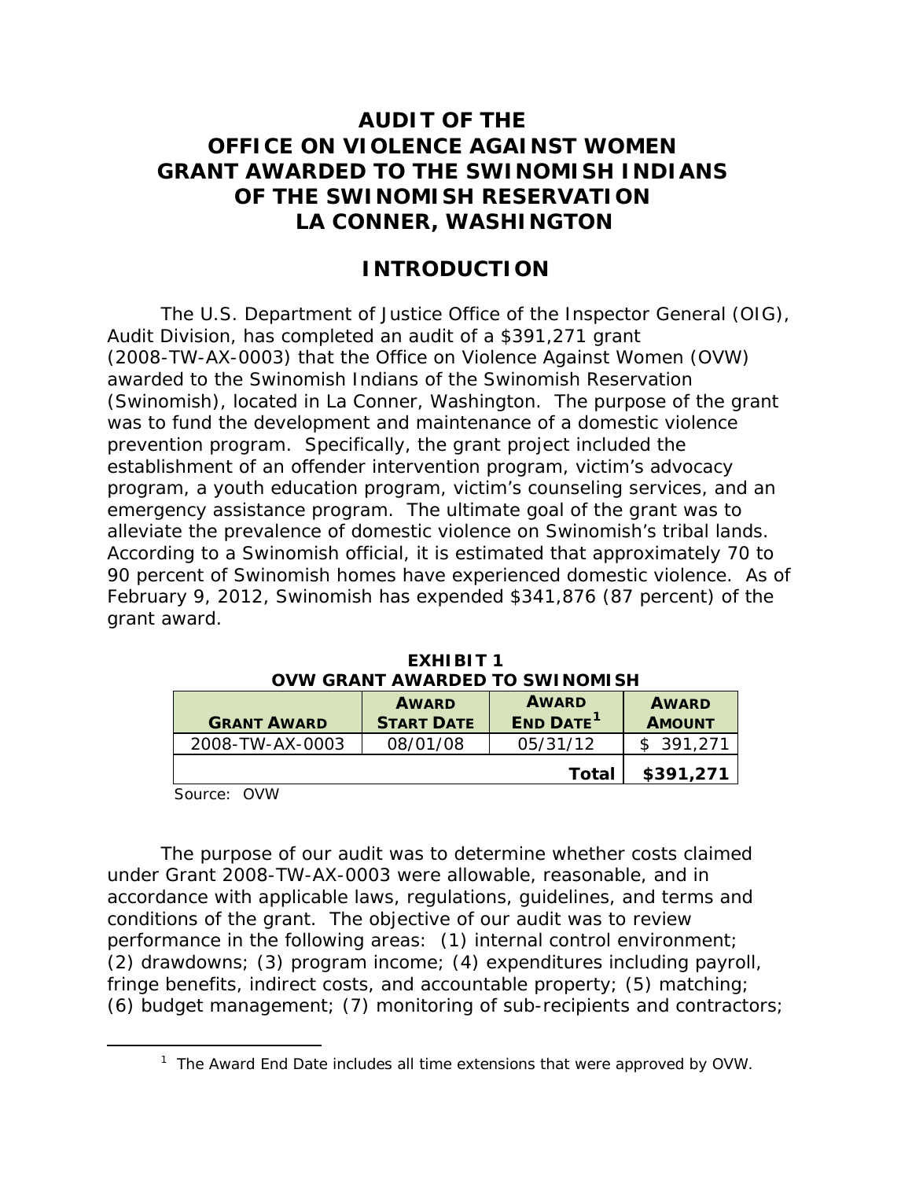# AUDIT OF THE OFFICE ON VIOLENCE AGAINST WOMEN GRANT AWARDED TO THE SWINOMISH INDIANS OF THE SWINOMISH RESERVATION LA CONNER, WASHINGTON

## INTRODUCTION

The U.S. Department of Justice Office of the Inspector General (OIG), Audit Division, has completed an audit of a $391,271 grant (2008-TW-AX-0003) that the Office on Violence Against Women (OVW) awarded to the Swinomish Indians of the Swinomish Reservation (Swinomish), located in La Conner, Washington. The purpose of the grant was to fund the development and maintenance of a domestic violence prevention program. Specifically, the grant project included the establishment of an offender intervention program, victim's advocacy program, a youth education program, victim's counseling services, and an emergency assistance program. The ultimate goal of the grant was to alleviate the prevalence of domestic violence on Swinomish's tribal lands. According to a Swinomish official, it is estimated that approximately 70 to 90 percent of Swinomish homes have experienced domestic violence. As of February 9, 2012, Swinomish has expended $341,876 (87 percent) of the grant award.

**EXHIBIT 1**
**OVW GRANT AWARDED TO SWINOMISH**

| GRANT AWARD | AWARD START DATE | AWARD END DATE[1] | AWARD AMOUNT |
|---|---|---|---|
| 2008-TW-AX-0003 | 08/01/08 | 05/31/12 | $ 391,271 |
| | | **Total** | **$391,271** |

Source: OVW

The purpose of our audit was to determine whether costs claimed under Grant 2008-TW-AX-0003 were allowable, reasonable, and in accordance with applicable laws, regulations, guidelines, and terms and conditions of the grant. The objective of our audit was to review performance in the following areas: (1) internal control environment; (2) drawdowns; (3) program income; (4) expenditures including payroll, fringe benefits, indirect costs, and accountable property; (5) matching; (6) budget management; (7) monitoring of sub-recipients and contractors;

[1] The Award End Date includes all time extensions that were approved by OVW.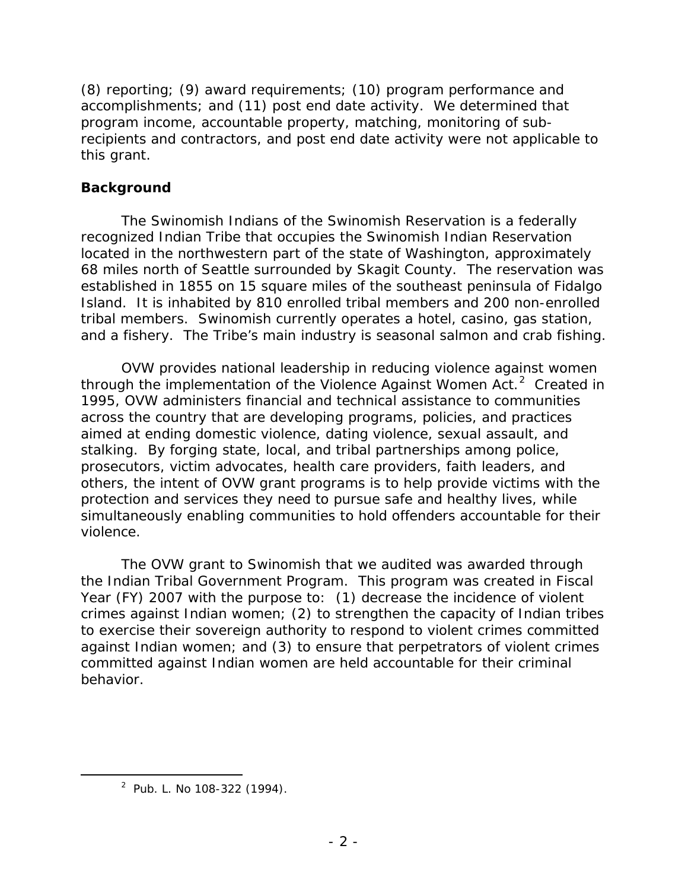(8) reporting; (9) award requirements; (10) program performance and accomplishments; and (11) post end date activity. We determined that program income, accountable property, matching, monitoring of sub-recipients and contractors, and post end date activity were not applicable to this grant.

## Background

The Swinomish Indians of the Swinomish Reservation is a federally recognized Indian Tribe that occupies the Swinomish Indian Reservation located in the northwestern part of the state of Washington, approximately 68 miles north of Seattle surrounded by Skagit County. The reservation was established in 1855 on 15 square miles of the southeast peninsula of Fidalgo Island. It is inhabited by 810 enrolled tribal members and 200 non-enrolled tribal members. Swinomish currently operates a hotel, casino, gas station, and a fishery. The Tribe's main industry is seasonal salmon and crab fishing.

OVW provides national leadership in reducing violence against women through the implementation of the Violence Against Women Act.[2] Created in 1995, OVW administers financial and technical assistance to communities across the country that are developing programs, policies, and practices aimed at ending domestic violence, dating violence, sexual assault, and stalking. By forging state, local, and tribal partnerships among police, prosecutors, victim advocates, health care providers, faith leaders, and others, the intent of OVW grant programs is to help provide victims with the protection and services they need to pursue safe and healthy lives, while simultaneously enabling communities to hold offenders accountable for their violence.

The OVW grant to Swinomish that we audited was awarded through the Indian Tribal Government Program. This program was created in Fiscal Year (FY) 2007 with the purpose to: (1) decrease the incidence of violent crimes against Indian women; (2) to strengthen the capacity of Indian tribes to exercise their sovereign authority to respond to violent crimes committed against Indian women; and (3) to ensure that perpetrators of violent crimes committed against Indian women are held accountable for their criminal behavior.

---

[2] Pub. L. No 108-322 (1994).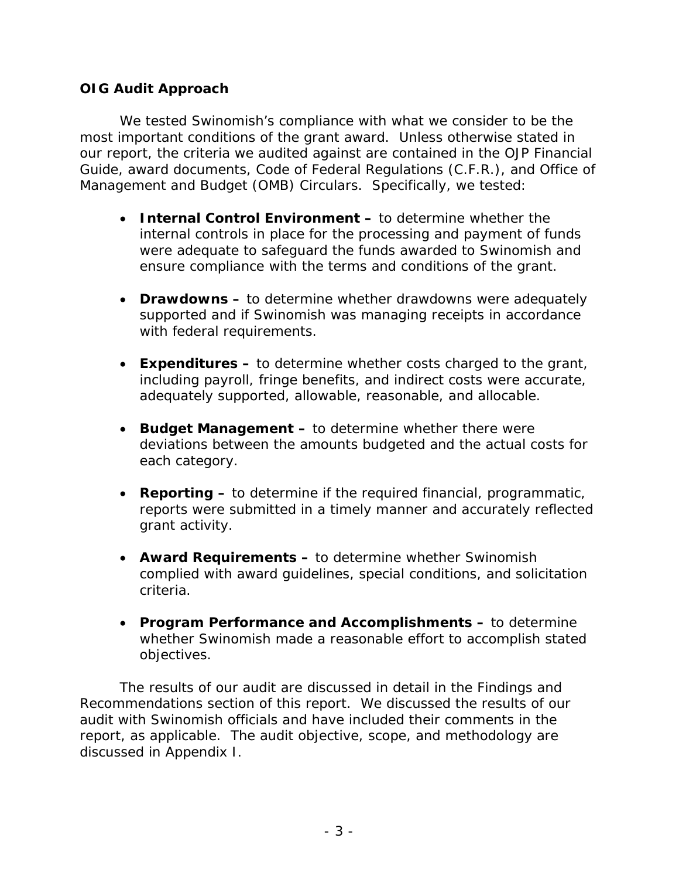### OIG Audit Approach

We tested Swinomish's compliance with what we consider to be the most important conditions of the grant award. Unless otherwise stated in our report, the criteria we audited against are contained in the OJP Financial Guide, award documents, Code of Federal Regulations (C.F.R.), and Office of Management and Budget (OMB) Circulars. Specifically, we tested:

- **Internal Control Environment –** to determine whether the internal controls in place for the processing and payment of funds were adequate to safeguard the funds awarded to Swinomish and ensure compliance with the terms and conditions of the grant.

- **Drawdowns –** to determine whether drawdowns were adequately supported and if Swinomish was managing receipts in accordance with federal requirements.

- **Expenditures –** to determine whether costs charged to the grant, including payroll, fringe benefits, and indirect costs were accurate, adequately supported, allowable, reasonable, and allocable.

- **Budget Management –** to determine whether there were deviations between the amounts budgeted and the actual costs for each category.

- **Reporting –** to determine if the required financial, programmatic, reports were submitted in a timely manner and accurately reflected grant activity.

- **Award Requirements –** to determine whether Swinomish complied with award guidelines, special conditions, and solicitation criteria.

- **Program Performance and Accomplishments –** to determine whether Swinomish made a reasonable effort to accomplish stated objectives.

The results of our audit are discussed in detail in the Findings and Recommendations section of this report. We discussed the results of our audit with Swinomish officials and have included their comments in the report, as applicable. The audit objective, scope, and methodology are discussed in Appendix I.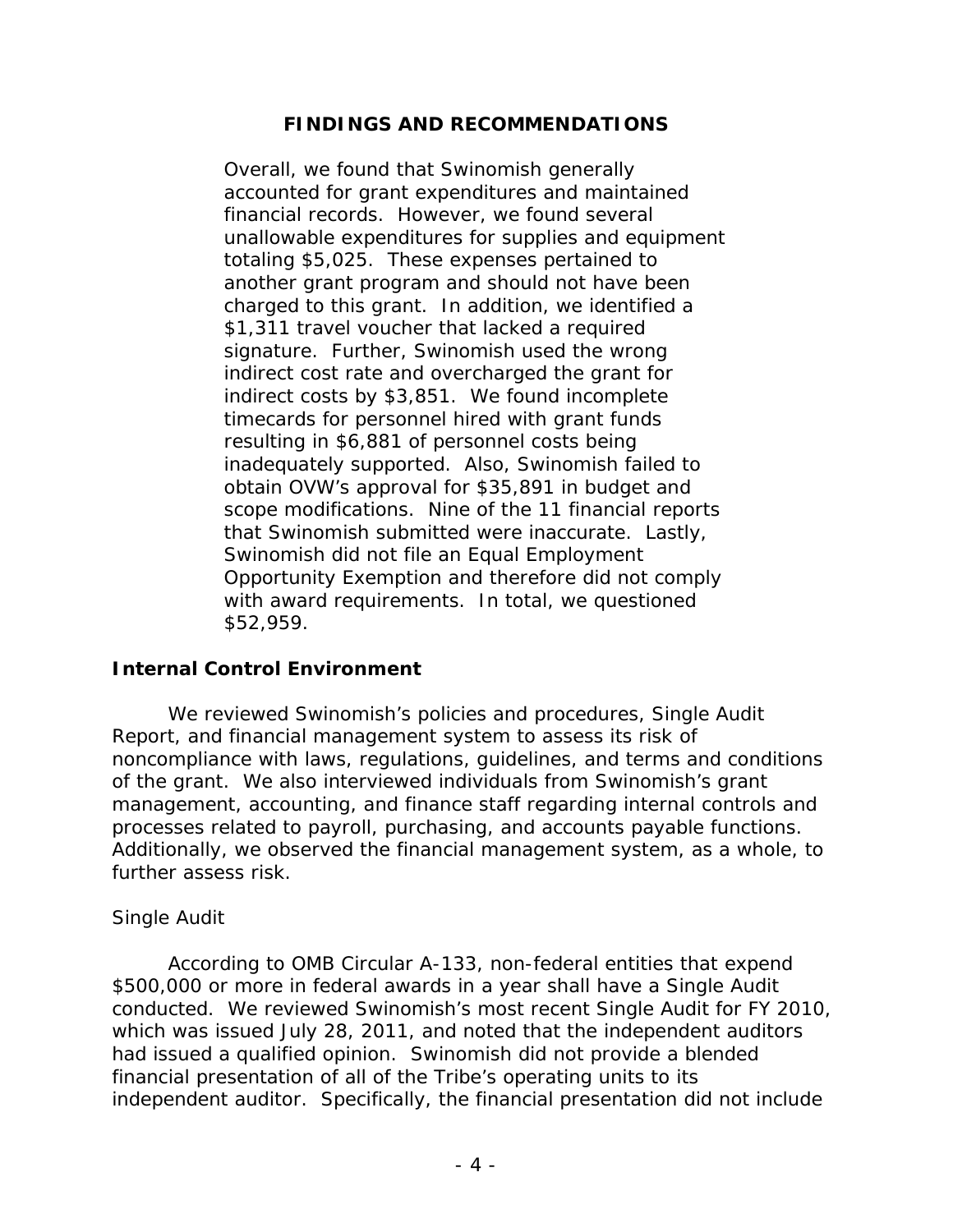## FINDINGS AND RECOMMENDATIONS

**Overall, we found that Swinomish generally accounted for grant expenditures and maintained financial records. However, we found several unallowable expenditures for supplies and equipment totaling $5,025. These expenses pertained to another grant program and should not have been charged to this grant. In addition, we identified a $1,311 travel voucher that lacked a required signature. Further, Swinomish used the wrong indirect cost rate and overcharged the grant for indirect costs by $3,851. We found incomplete timecards for personnel hired with grant funds resulting in $6,881 of personnel costs being inadequately supported. Also, Swinomish failed to obtain OVW's approval for $35,891 in budget and scope modifications. Nine of the 11 financial reports that Swinomish submitted were inaccurate. Lastly, Swinomish did not file an Equal Employment Opportunity Exemption and therefore did not comply with award requirements. In total, we questioned $52,959.**

### Internal Control Environment

We reviewed Swinomish's policies and procedures, Single Audit Report, and financial management system to assess its risk of noncompliance with laws, regulations, guidelines, and terms and conditions of the grant. We also interviewed individuals from Swinomish's grant management, accounting, and finance staff regarding internal controls and processes related to payroll, purchasing, and accounts payable functions. Additionally, we observed the financial management system, as a whole, to further assess risk.

#### Single Audit

According to OMB Circular A-133, non-federal entities that expend $500,000 or more in federal awards in a year shall have a Single Audit conducted. We reviewed Swinomish's most recent Single Audit for FY 2010, which was issued July 28, 2011, and noted that the independent auditors had issued a qualified opinion. Swinomish did not provide a blended financial presentation of all of the Tribe's operating units to its independent auditor. Specifically, the financial presentation did not include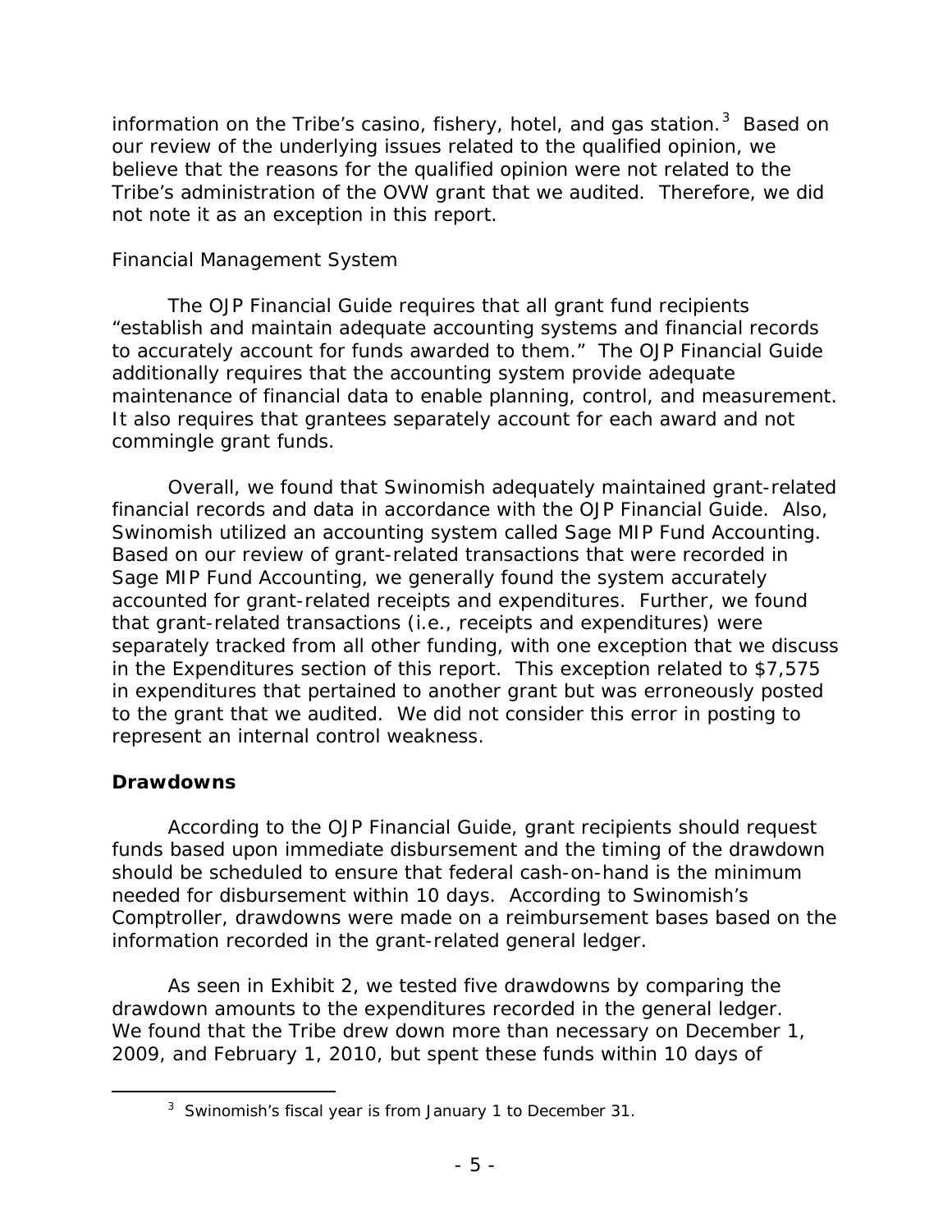information on the Tribe's casino, fishery, hotel, and gas station.[3] Based on our review of the underlying issues related to the qualified opinion, we believe that the reasons for the qualified opinion were not related to the Tribe's administration of the OVW grant that we audited. Therefore, we did not note it as an exception in this report.

Financial Management System

The OJP Financial Guide requires that all grant fund recipients "establish and maintain adequate accounting systems and financial records to accurately account for funds awarded to them." The OJP Financial Guide additionally requires that the accounting system provide adequate maintenance of financial data to enable planning, control, and measurement. It also requires that grantees separately account for each award and not commingle grant funds.

Overall, we found that Swinomish adequately maintained grant-related financial records and data in accordance with the OJP Financial Guide. Also, Swinomish utilized an accounting system called Sage MIP Fund Accounting. Based on our review of grant-related transactions that were recorded in Sage MIP Fund Accounting, we generally found the system accurately accounted for grant-related receipts and expenditures. Further, we found that grant-related transactions (i.e., receipts and expenditures) were separately tracked from all other funding, with one exception that we discuss in the Expenditures section of this report. This exception related to $7,575 in expenditures that pertained to another grant but was erroneously posted to the grant that we audited. We did not consider this error in posting to represent an internal control weakness.

**Drawdowns**

According to the OJP Financial Guide, grant recipients should request funds based upon immediate disbursement and the timing of the drawdown should be scheduled to ensure that federal cash-on-hand is the minimum needed for disbursement within 10 days. According to Swinomish's Comptroller, drawdowns were made on a reimbursement bases based on the information recorded in the grant-related general ledger.

As seen in Exhibit 2, we tested five drawdowns by comparing the drawdown amounts to the expenditures recorded in the general ledger. We found that the Tribe drew down more than necessary on December 1, 2009, and February 1, 2010, but spent these funds within 10 days of

[3] Swinomish's fiscal year is from January 1 to December 31.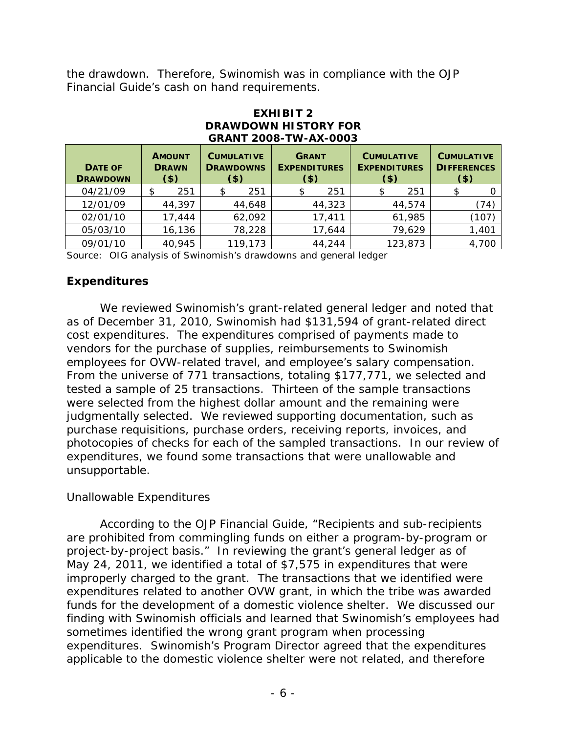the drawdown. Therefore, Swinomish was in compliance with the OJP Financial Guide's cash on hand requirements.

**EXHIBIT 2**
**DRAWDOWN HISTORY FOR GRANT 2008-TW-AX-0003**

| DATE OF DRAWDOWN | AMOUNT DRAWN ($) | CUMULATIVE DRAWDOWNS ($) | GRANT EXPENDITURES ($) | CUMULATIVE EXPENDITURES ($) | CUMULATIVE DIFFERENCES ($) |
|---|---|---|---|---|---|
| 04/21/09 | $ 251 | $ 251 | $ 251 | $ 251 | $ 0 |
| 12/01/09 | 44,397 | 44,648 | 44,323 | 44,574 | (74) |
| 02/01/10 | 17,444 | 62,092 | 17,411 | 61,985 | (107) |
| 05/03/10 | 16,136 | 78,228 | 17,644 | 79,629 | 1,401 |
| 09/01/10 | 40,945 | 119,173 | 44,244 | 123,873 | 4,700 |

Source: OIG analysis of Swinomish's drawdowns and general ledger

## Expenditures

We reviewed Swinomish's grant-related general ledger and noted that as of December 31, 2010, Swinomish had $131,594 of grant-related direct cost expenditures. The expenditures comprised of payments made to vendors for the purchase of supplies, reimbursements to Swinomish employees for OVW-related travel, and employee's salary compensation. From the universe of 771 transactions, totaling $177,771, we selected and tested a sample of 25 transactions. Thirteen of the sample transactions were selected from the highest dollar amount and the remaining were judgmentally selected. We reviewed supporting documentation, such as purchase requisitions, purchase orders, receiving reports, invoices, and photocopies of checks for each of the sampled transactions. In our review of expenditures, we found some transactions that were unallowable and unsupportable.

*Unallowable Expenditures*

According to the OJP Financial Guide, "Recipients and sub-recipients are prohibited from commingling funds on either a program-by-program or project-by-project basis." In reviewing the grant's general ledger as of May 24, 2011, we identified a total of $7,575 in expenditures that were improperly charged to the grant. The transactions that we identified were expenditures related to another OVW grant, in which the tribe was awarded funds for the development of a domestic violence shelter. We discussed our finding with Swinomish officials and learned that Swinomish's employees had sometimes identified the wrong grant program when processing expenditures. Swinomish's Program Director agreed that the expenditures applicable to the domestic violence shelter were not related, and therefore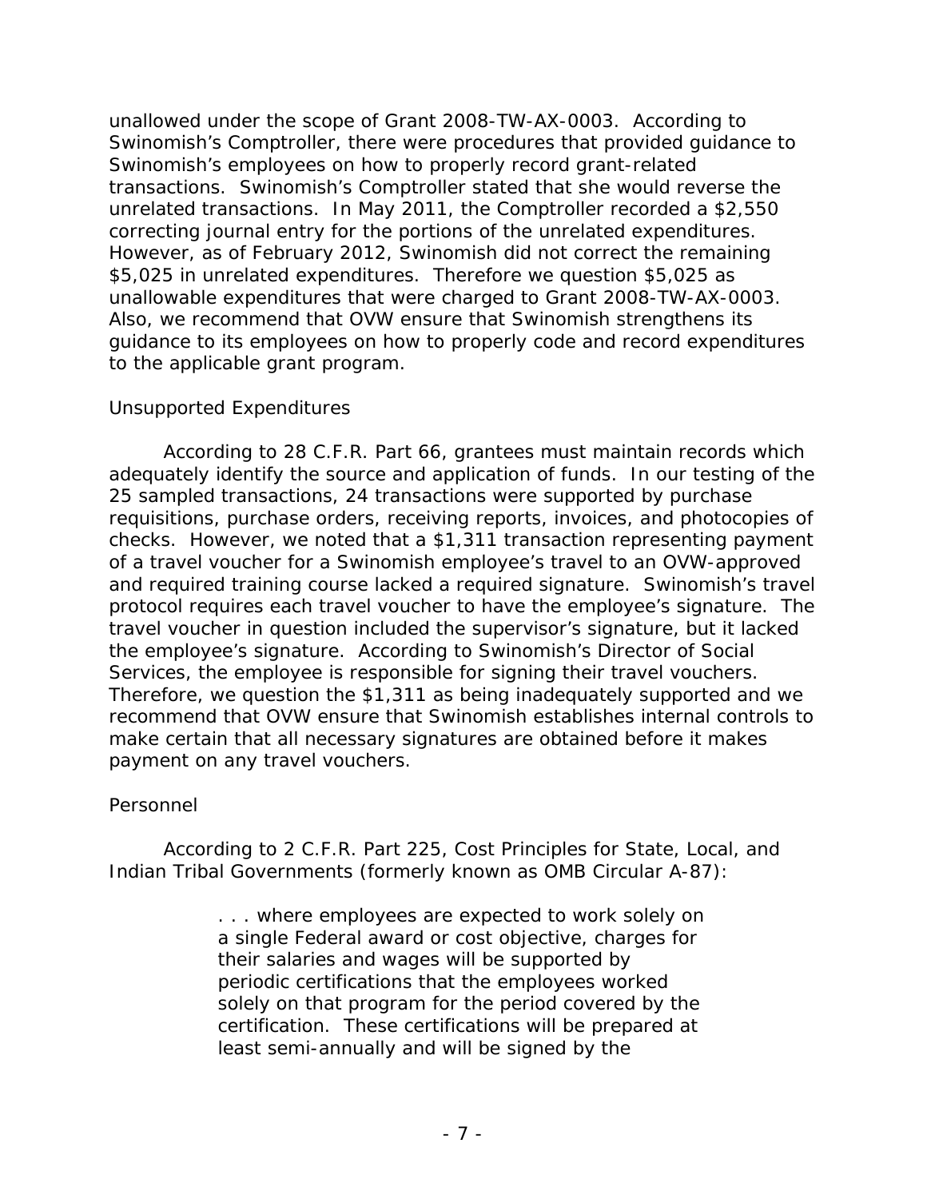unallowed under the scope of Grant 2008-TW-AX-0003. According to Swinomish's Comptroller, there were procedures that provided guidance to Swinomish's employees on how to properly record grant-related transactions. Swinomish's Comptroller stated that she would reverse the unrelated transactions. In May 2011, the Comptroller recorded a $2,550 correcting journal entry for the portions of the unrelated expenditures. However, as of February 2012, Swinomish did not correct the remaining $5,025 in unrelated expenditures. Therefore we question $5,025 as unallowable expenditures that were charged to Grant 2008-TW-AX-0003. Also, we recommend that OVW ensure that Swinomish strengthens its guidance to its employees on how to properly code and record expenditures to the applicable grant program.

### Unsupported Expenditures

According to 28 C.F.R. Part 66, grantees must maintain records which adequately identify the source and application of funds. In our testing of the 25 sampled transactions, 24 transactions were supported by purchase requisitions, purchase orders, receiving reports, invoices, and photocopies of checks. However, we noted that a $1,311 transaction representing payment of a travel voucher for a Swinomish employee's travel to an OVW-approved and required training course lacked a required signature. Swinomish's travel protocol requires each travel voucher to have the employee's signature. The travel voucher in question included the supervisor's signature, but it lacked the employee's signature. According to Swinomish's Director of Social Services, the employee is responsible for signing their travel vouchers. Therefore, we question the $1,311 as being inadequately supported and we recommend that OVW ensure that Swinomish establishes internal controls to make certain that all necessary signatures are obtained before it makes payment on any travel vouchers.

### Personnel

According to 2 C.F.R. Part 225, Cost Principles for State, Local, and Indian Tribal Governments (formerly known as OMB Circular A-87):

> . . . where employees are expected to work solely on a single Federal award or cost objective, charges for their salaries and wages will be supported by periodic certifications that the employees worked solely on that program for the period covered by the certification. These certifications will be prepared at least semi-annually and will be signed by the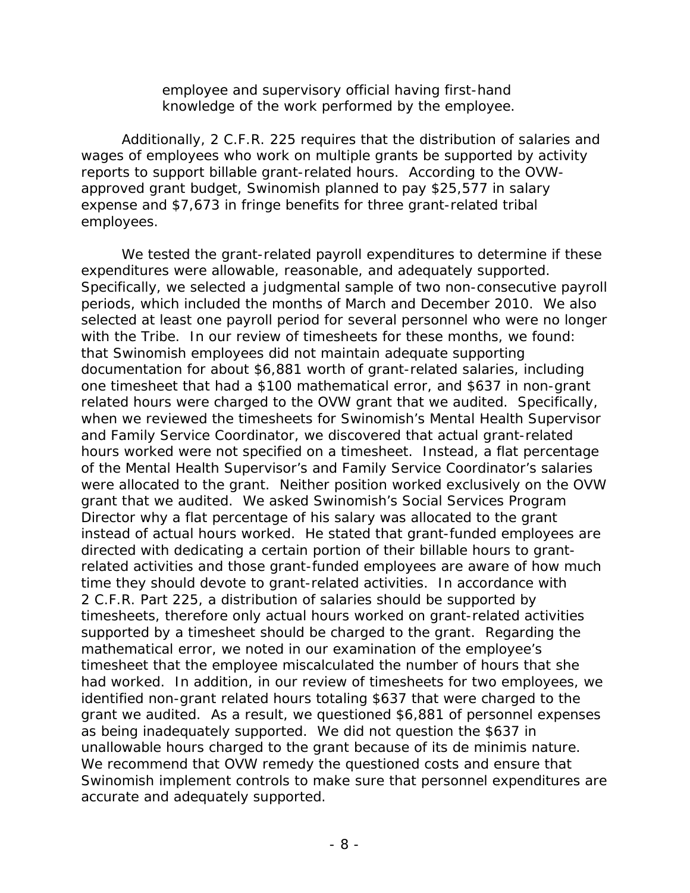employee and supervisory official having first-hand knowledge of the work performed by the employee.

Additionally, 2 C.F.R. 225 requires that the distribution of salaries and wages of employees who work on multiple grants be supported by activity reports to support billable grant-related hours. According to the OVW-approved grant budget, Swinomish planned to pay $25,577 in salary expense and $7,673 in fringe benefits for three grant-related tribal employees.

We tested the grant-related payroll expenditures to determine if these expenditures were allowable, reasonable, and adequately supported. Specifically, we selected a judgmental sample of two non-consecutive payroll periods, which included the months of March and December 2010. We also selected at least one payroll period for several personnel who were no longer with the Tribe. In our review of timesheets for these months, we found: that Swinomish employees did not maintain adequate supporting documentation for about $6,881 worth of grant-related salaries, including one timesheet that had a $100 mathematical error, and $637 in non-grant related hours were charged to the OVW grant that we audited. Specifically, when we reviewed the timesheets for Swinomish's Mental Health Supervisor and Family Service Coordinator, we discovered that actual grant-related hours worked were not specified on a timesheet. Instead, a flat percentage of the Mental Health Supervisor's and Family Service Coordinator's salaries were allocated to the grant. Neither position worked exclusively on the OVW grant that we audited. We asked Swinomish's Social Services Program Director why a flat percentage of his salary was allocated to the grant instead of actual hours worked. He stated that grant-funded employees are directed with dedicating a certain portion of their billable hours to grant-related activities and those grant-funded employees are aware of how much time they should devote to grant-related activities. In accordance with 2 C.F.R. Part 225, a distribution of salaries should be supported by timesheets, therefore only actual hours worked on grant-related activities supported by a timesheet should be charged to the grant. Regarding the mathematical error, we noted in our examination of the employee's timesheet that the employee miscalculated the number of hours that she had worked. In addition, in our review of timesheets for two employees, we identified non-grant related hours totaling $637 that were charged to the grant we audited. As a result, we questioned $6,881 of personnel expenses as being inadequately supported. We did not question the $637 in unallowable hours charged to the grant because of its de minimis nature. We recommend that OVW remedy the questioned costs and ensure that Swinomish implement controls to make sure that personnel expenditures are accurate and adequately supported.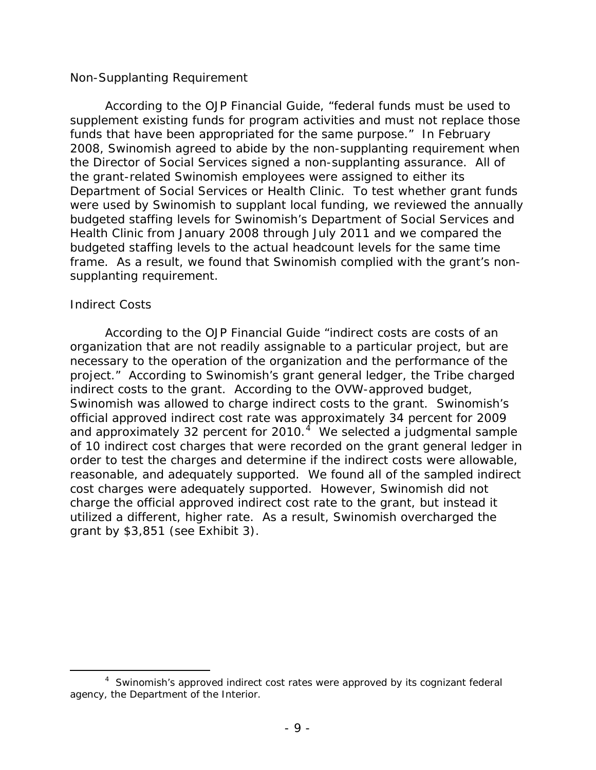### Non-Supplanting Requirement

According to the OJP Financial Guide, "federal funds must be used to supplement existing funds for program activities and must not replace those funds that have been appropriated for the same purpose." In February 2008, Swinomish agreed to abide by the non-supplanting requirement when the Director of Social Services signed a non-supplanting assurance. All of the grant-related Swinomish employees were assigned to either its Department of Social Services or Health Clinic. To test whether grant funds were used by Swinomish to supplant local funding, we reviewed the annually budgeted staffing levels for Swinomish's Department of Social Services and Health Clinic from January 2008 through July 2011 and we compared the budgeted staffing levels to the actual headcount levels for the same time frame. As a result, we found that Swinomish complied with the grant's non-supplanting requirement.

### Indirect Costs

According to the OJP Financial Guide "indirect costs are costs of an organization that are not readily assignable to a particular project, but are necessary to the operation of the organization and the performance of the project." According to Swinomish's grant general ledger, the Tribe charged indirect costs to the grant. According to the OVW-approved budget, Swinomish was allowed to charge indirect costs to the grant. Swinomish's official approved indirect cost rate was approximately 34 percent for 2009 and approximately 32 percent for 2010.[4] We selected a judgmental sample of 10 indirect cost charges that were recorded on the grant general ledger in order to test the charges and determine if the indirect costs were allowable, reasonable, and adequately supported. We found all of the sampled indirect cost charges were adequately supported. However, Swinomish did not charge the official approved indirect cost rate to the grant, but instead it utilized a different, higher rate. As a result, Swinomish overcharged the grant by $3,851 (see Exhibit 3).

---

[4] Swinomish's approved indirect cost rates were approved by its cognizant federal agency, the Department of the Interior.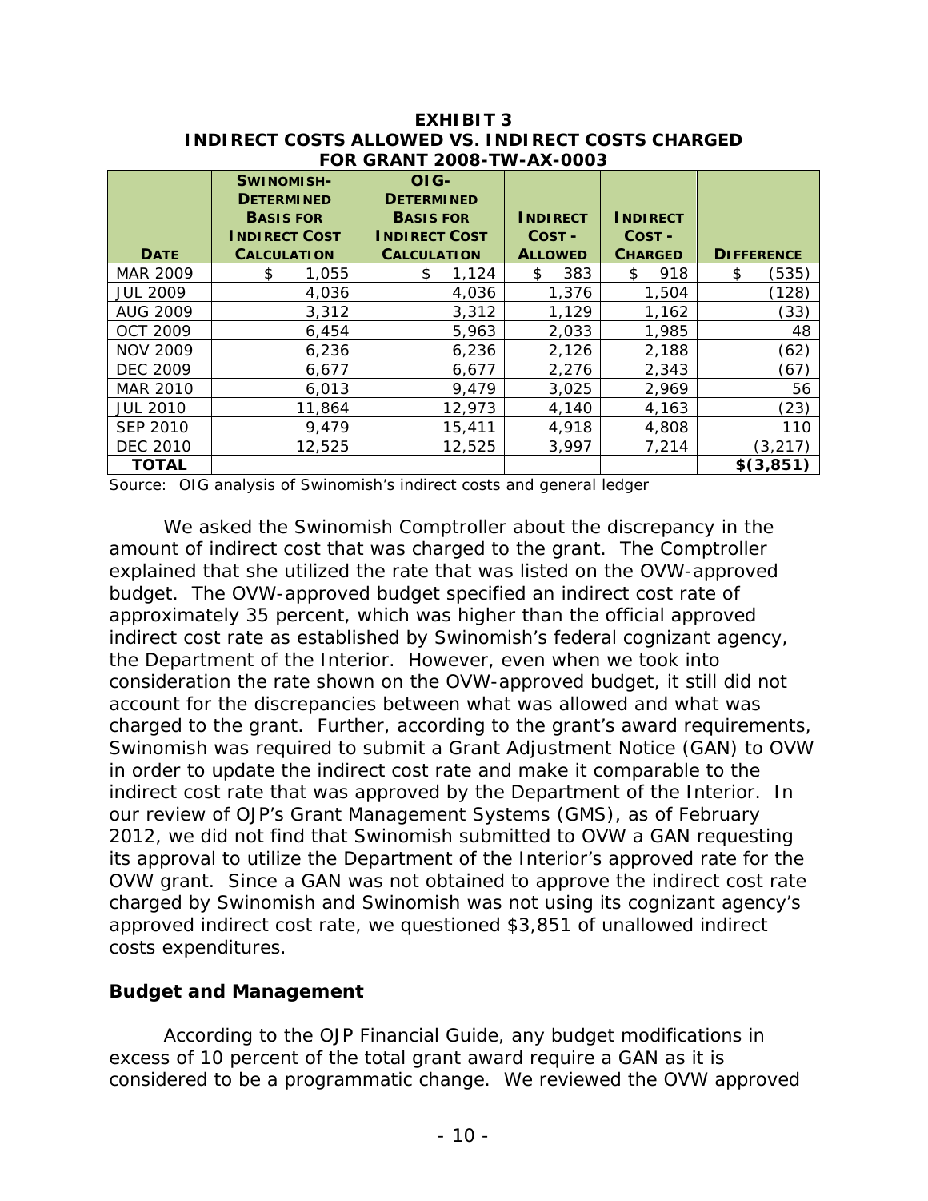**EXHIBIT 3**
**INDIRECT COSTS ALLOWED VS. INDIRECT COSTS CHARGED FOR GRANT 2008-TW-AX-0003**

| DATE | SWINOMISH-DETERMINED BASIS FOR INDIRECT COST CALCULATION | OIG-DETERMINED BASIS FOR INDIRECT COST CALCULATION | INDIRECT COST - ALLOWED | INDIRECT COST - CHARGED | DIFFERENCE |
|---|---|---|---|---|---|
| MAR 2009 | $ 1,055 | $ 1,124 | $ 383 | $ 918 | $ (535) |
| JUL 2009 | 4,036 | 4,036 | 1,376 | 1,504 | (128) |
| AUG 2009 | 3,312 | 3,312 | 1,129 | 1,162 | (33) |
| OCT 2009 | 6,454 | 5,963 | 2,033 | 1,985 | 48 |
| NOV 2009 | 6,236 | 6,236 | 2,126 | 2,188 | (62) |
| DEC 2009 | 6,677 | 6,677 | 2,276 | 2,343 | (67) |
| MAR 2010 | 6,013 | 9,479 | 3,025 | 2,969 | 56 |
| JUL 2010 | 11,864 | 12,973 | 4,140 | 4,163 | (23) |
| SEP 2010 | 9,479 | 15,411 | 4,918 | 4,808 | 110 |
| DEC 2010 | 12,525 | 12,525 | 3,997 | 7,214 | (3,217) |
| **TOTAL** | | | | | **$(3,851)** |

Source: OIG analysis of Swinomish's indirect costs and general ledger

We asked the Swinomish Comptroller about the discrepancy in the amount of indirect cost that was charged to the grant. The Comptroller explained that she utilized the rate that was listed on the OVW-approved budget. The OVW-approved budget specified an indirect cost rate of approximately 35 percent, which was higher than the official approved indirect cost rate as established by Swinomish's federal cognizant agency, the Department of the Interior. However, even when we took into consideration the rate shown on the OVW-approved budget, it still did not account for the discrepancies between what was allowed and what was charged to the grant. Further, according to the grant's award requirements, Swinomish was required to submit a Grant Adjustment Notice (GAN) to OVW in order to update the indirect cost rate and make it comparable to the indirect cost rate that was approved by the Department of the Interior. In our review of OJP's Grant Management Systems (GMS), as of February 2012, we did not find that Swinomish submitted to OVW a GAN requesting its approval to utilize the Department of the Interior's approved rate for the OVW grant. Since a GAN was not obtained to approve the indirect cost rate charged by Swinomish and Swinomish was not using its cognizant agency's approved indirect cost rate, we questioned $3,851 of unallowed indirect costs expenditures.

### Budget and Management

According to the OJP Financial Guide, any budget modifications in excess of 10 percent of the total grant award require a GAN as it is considered to be a programmatic change. We reviewed the OVW approved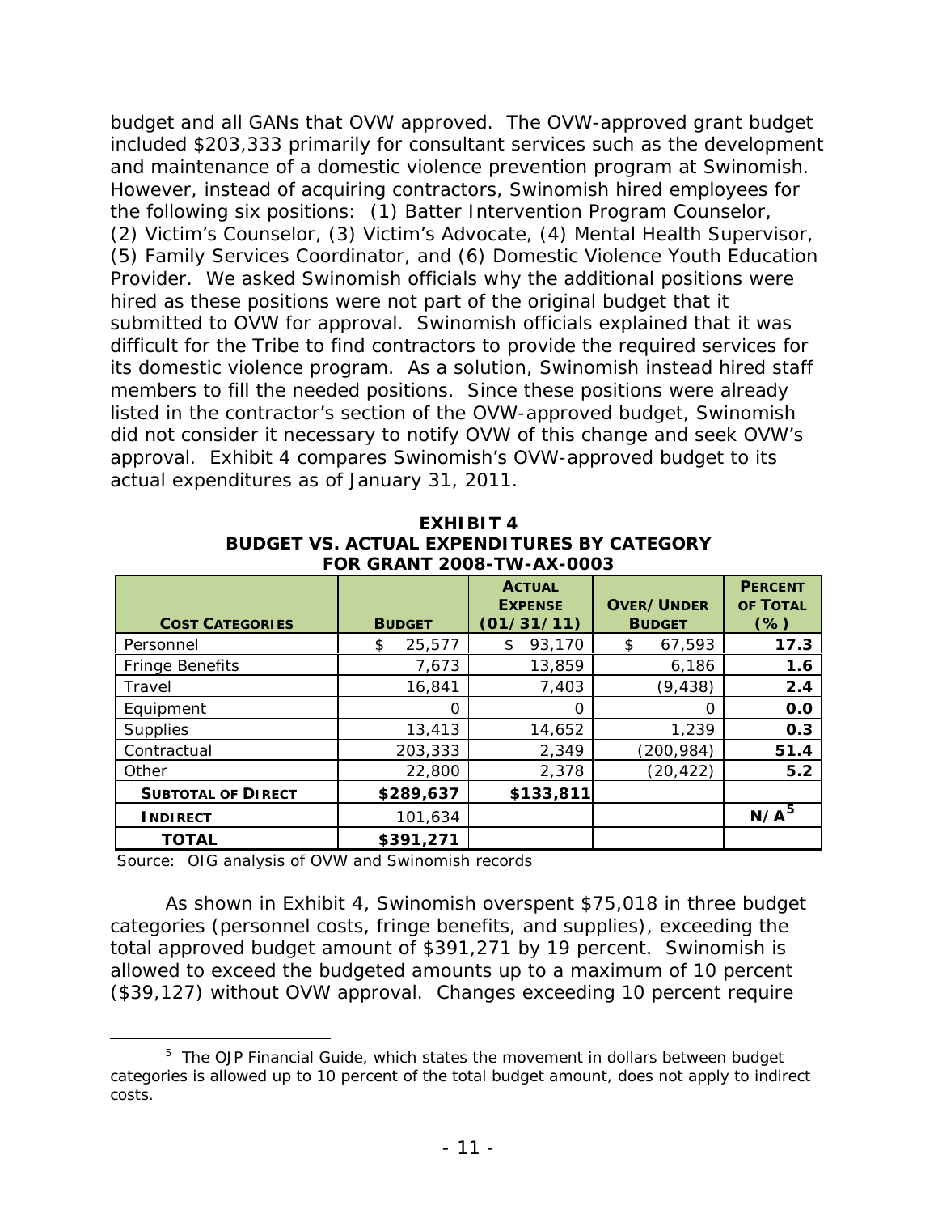budget and all GANs that OVW approved. The OVW-approved grant budget included $203,333 primarily for consultant services such as the development and maintenance of a domestic violence prevention program at Swinomish. However, instead of acquiring contractors, Swinomish hired employees for the following six positions: (1) Batter Intervention Program Counselor, (2) Victim's Counselor, (3) Victim's Advocate, (4) Mental Health Supervisor, (5) Family Services Coordinator, and (6) Domestic Violence Youth Education Provider. We asked Swinomish officials why the additional positions were hired as these positions were not part of the original budget that it submitted to OVW for approval. Swinomish officials explained that it was difficult for the Tribe to find contractors to provide the required services for its domestic violence program. As a solution, Swinomish instead hired staff members to fill the needed positions. Since these positions were already listed in the contractor's section of the OVW-approved budget, Swinomish did not consider it necessary to notify OVW of this change and seek OVW's approval. Exhibit 4 compares Swinomish's OVW-approved budget to its actual expenditures as of January 31, 2011.

**EXHIBIT 4**
**BUDGET VS. ACTUAL EXPENDITURES BY CATEGORY FOR GRANT 2008-TW-AX-0003**

| COST CATEGORIES | BUDGET | ACTUAL EXPENSE (01/31/11) | OVER/UNDER BUDGET | PERCENT OF TOTAL (%) |
|---|---|---|---|---|
| Personnel | $ 25,577 | $ 93,170 | $ 67,593 | **17.3** |
| Fringe Benefits | 7,673 | 13,859 | 6,186 | **1.6** |
| Travel | 16,841 | 7,403 | (9,438) | **2.4** |
| Equipment | 0 | 0 | 0 | **0.0** |
| Supplies | 13,413 | 14,652 | 1,239 | **0.3** |
| Contractual | 203,333 | 2,349 | (200,984) | **51.4** |
| Other | 22,800 | 2,378 | (20,422) | **5.2** |
| **SUBTOTAL OF DIRECT** | **$289,637** | **$133,811** | | |
| **INDIRECT** | 101,634 | | | **N/A[5]** |
| **TOTAL** | **$391,271** | | | |

Source: OIG analysis of OVW and Swinomish records

As shown in Exhibit 4, Swinomish overspent $75,018 in three budget categories (personnel costs, fringe benefits, and supplies), exceeding the total approved budget amount of $391,271 by 19 percent. Swinomish is allowed to exceed the budgeted amounts up to a maximum of 10 percent ($39,127) without OVW approval. Changes exceeding 10 percent require

[5] The OJP Financial Guide, which states the movement in dollars between budget categories is allowed up to 10 percent of the total budget amount, does not apply to indirect costs.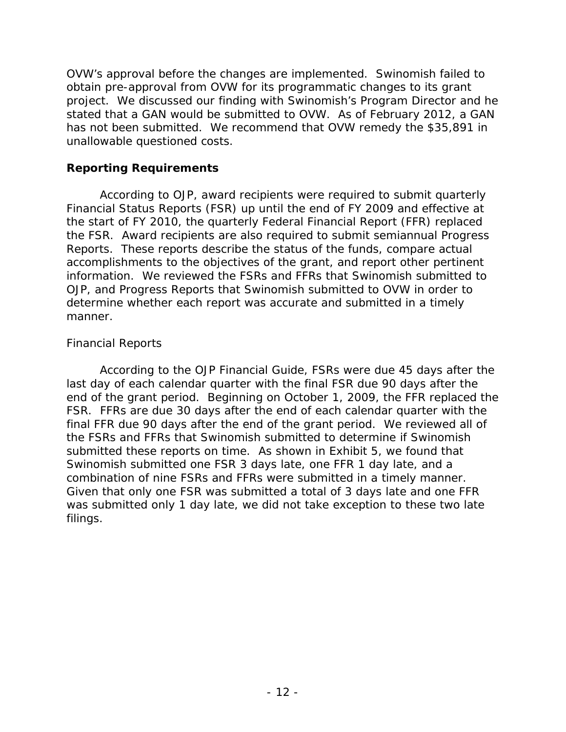OVW's approval before the changes are implemented. Swinomish failed to obtain pre-approval from OVW for its programmatic changes to its grant project. We discussed our finding with Swinomish's Program Director and he stated that a GAN would be submitted to OVW. As of February 2012, a GAN has not been submitted. We recommend that OVW remedy the $35,891 in unallowable questioned costs.

## Reporting Requirements

According to OJP, award recipients were required to submit quarterly Financial Status Reports (FSR) up until the end of FY 2009 and effective at the start of FY 2010, the quarterly Federal Financial Report (FFR) replaced the FSR. Award recipients are also required to submit semiannual Progress Reports. These reports describe the status of the funds, compare actual accomplishments to the objectives of the grant, and report other pertinent information. We reviewed the FSRs and FFRs that Swinomish submitted to OJP, and Progress Reports that Swinomish submitted to OVW in order to determine whether each report was accurate and submitted in a timely manner.

### Financial Reports

According to the OJP Financial Guide, FSRs were due 45 days after the last day of each calendar quarter with the final FSR due 90 days after the end of the grant period. Beginning on October 1, 2009, the FFR replaced the FSR. FFRs are due 30 days after the end of each calendar quarter with the final FFR due 90 days after the end of the grant period. We reviewed all of the FSRs and FFRs that Swinomish submitted to determine if Swinomish submitted these reports on time. As shown in Exhibit 5, we found that Swinomish submitted one FSR 3 days late, one FFR 1 day late, and a combination of nine FSRs and FFRs were submitted in a timely manner. Given that only one FSR was submitted a total of 3 days late and one FFR was submitted only 1 day late, we did not take exception to these two late filings.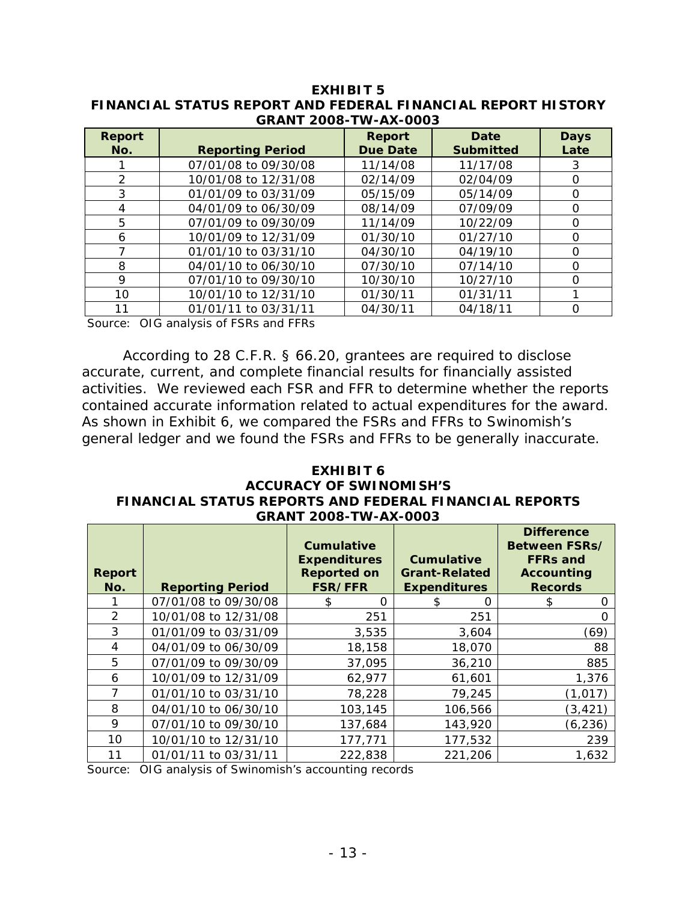**EXHIBIT 5**
**FINANCIAL STATUS REPORT AND FEDERAL FINANCIAL REPORT HISTORY**
**GRANT 2008-TW-AX-0003**

| Report No. | Reporting Period | Report Due Date | Date Submitted | Days Late |
|---|---|---|---|---|
| 1 | 07/01/08 to 09/30/08 | 11/14/08 | 11/17/08 | 3 |
| 2 | 10/01/08 to 12/31/08 | 02/14/09 | 02/04/09 | 0 |
| 3 | 01/01/09 to 03/31/09 | 05/15/09 | 05/14/09 | 0 |
| 4 | 04/01/09 to 06/30/09 | 08/14/09 | 07/09/09 | 0 |
| 5 | 07/01/09 to 09/30/09 | 11/14/09 | 10/22/09 | 0 |
| 6 | 10/01/09 to 12/31/09 | 01/30/10 | 01/27/10 | 0 |
| 7 | 01/01/10 to 03/31/10 | 04/30/10 | 04/19/10 | 0 |
| 8 | 04/01/10 to 06/30/10 | 07/30/10 | 07/14/10 | 0 |
| 9 | 07/01/10 to 09/30/10 | 10/30/10 | 10/27/10 | 0 |
| 10 | 10/01/10 to 12/31/10 | 01/30/11 | 01/31/11 | 1 |
| 11 | 01/01/11 to 03/31/11 | 04/30/11 | 04/18/11 | 0 |

Source: OIG analysis of FSRs and FFRs

According to 28 C.F.R. § 66.20, grantees are required to disclose accurate, current, and complete financial results for financially assisted activities. We reviewed each FSR and FFR to determine whether the reports contained accurate information related to actual expenditures for the award. As shown in Exhibit 6, we compared the FSRs and FFRs to Swinomish's general ledger and we found the FSRs and FFRs to be generally inaccurate.

**EXHIBIT 6**
**ACCURACY OF SWINOMISH'S**
**FINANCIAL STATUS REPORTS AND FEDERAL FINANCIAL REPORTS**
**GRANT 2008-TW-AX-0003**

| Report No. | Reporting Period | Cumulative Expenditures Reported on FSR/FFR | Cumulative Grant-Related Expenditures | Difference Between FSRs/ FFRs and Accounting Records |
|---|---|---|---|---|
| 1 | 07/01/08 to 09/30/08 | $ 0 | $ 0 | $ 0 |
| 2 | 10/01/08 to 12/31/08 | 251 | 251 | 0 |
| 3 | 01/01/09 to 03/31/09 | 3,535 | 3,604 | (69) |
| 4 | 04/01/09 to 06/30/09 | 18,158 | 18,070 | 88 |
| 5 | 07/01/09 to 09/30/09 | 37,095 | 36,210 | 885 |
| 6 | 10/01/09 to 12/31/09 | 62,977 | 61,601 | 1,376 |
| 7 | 01/01/10 to 03/31/10 | 78,228 | 79,245 | (1,017) |
| 8 | 04/01/10 to 06/30/10 | 103,145 | 106,566 | (3,421) |
| 9 | 07/01/10 to 09/30/10 | 137,684 | 143,920 | (6,236) |
| 10 | 10/01/10 to 12/31/10 | 177,771 | 177,532 | 239 |
| 11 | 01/01/11 to 03/31/11 | 222,838 | 221,206 | 1,632 |

Source: OIG analysis of Swinomish's accounting records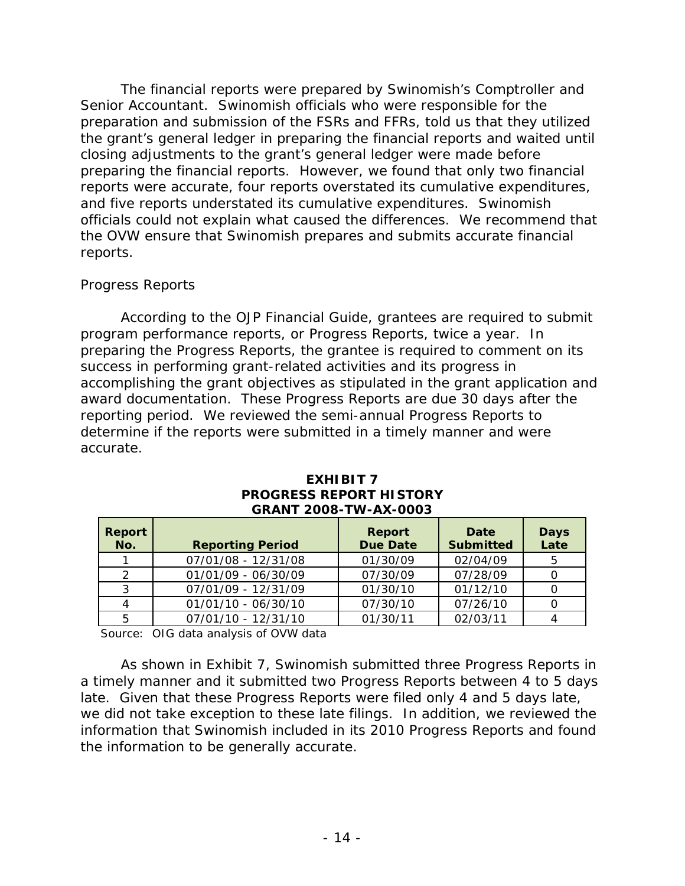The financial reports were prepared by Swinomish's Comptroller and Senior Accountant. Swinomish officials who were responsible for the preparation and submission of the FSRs and FFRs, told us that they utilized the grant's general ledger in preparing the financial reports and waited until closing adjustments to the grant's general ledger were made before preparing the financial reports. However, we found that only two financial reports were accurate, four reports overstated its cumulative expenditures, and five reports understated its cumulative expenditures. Swinomish officials could not explain what caused the differences. We recommend that the OVW ensure that Swinomish prepares and submits accurate financial reports.

*Progress Reports*

According to the OJP Financial Guide, grantees are required to submit program performance reports, or Progress Reports, twice a year. In preparing the Progress Reports, the grantee is required to comment on its success in performing grant-related activities and its progress in accomplishing the grant objectives as stipulated in the grant application and award documentation. These Progress Reports are due 30 days after the reporting period. We reviewed the semi-annual Progress Reports to determine if the reports were submitted in a timely manner and were accurate.

**EXHIBIT 7**
**PROGRESS REPORT HISTORY**
**GRANT 2008-TW-AX-0003**

| Report No. | Reporting Period | Report Due Date | Date Submitted | Days Late |
|---|---|---|---|---|
| 1 | 07/01/08 - 12/31/08 | 01/30/09 | 02/04/09 | 5 |
| 2 | 01/01/09 - 06/30/09 | 07/30/09 | 07/28/09 | 0 |
| 3 | 07/01/09 - 12/31/09 | 01/30/10 | 01/12/10 | 0 |
| 4 | 01/01/10 - 06/30/10 | 07/30/10 | 07/26/10 | 0 |
| 5 | 07/01/10 - 12/31/10 | 01/30/11 | 02/03/11 | 4 |

Source: OIG data analysis of OVW data

As shown in Exhibit 7, Swinomish submitted three Progress Reports in a timely manner and it submitted two Progress Reports between 4 to 5 days late. Given that these Progress Reports were filed only 4 and 5 days late, we did not take exception to these late filings. In addition, we reviewed the information that Swinomish included in its 2010 Progress Reports and found the information to be generally accurate.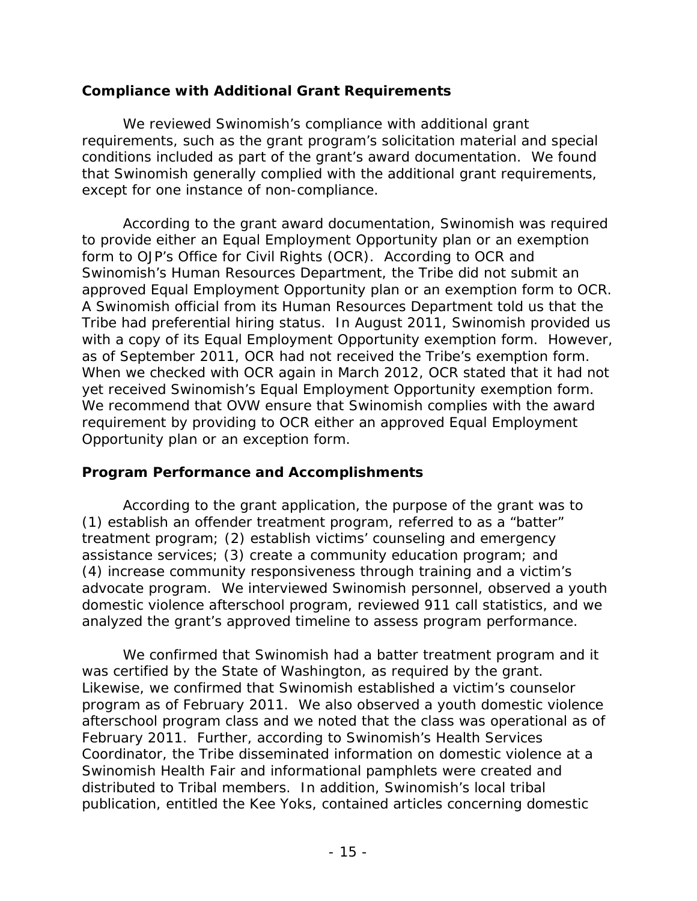### Compliance with Additional Grant Requirements

We reviewed Swinomish's compliance with additional grant requirements, such as the grant program's solicitation material and special conditions included as part of the grant's award documentation. We found that Swinomish generally complied with the additional grant requirements, except for one instance of non-compliance.

According to the grant award documentation, Swinomish was required to provide either an Equal Employment Opportunity plan or an exemption form to OJP's Office for Civil Rights (OCR). According to OCR and Swinomish's Human Resources Department, the Tribe did not submit an approved Equal Employment Opportunity plan or an exemption form to OCR. A Swinomish official from its Human Resources Department told us that the Tribe had preferential hiring status. In August 2011, Swinomish provided us with a copy of its Equal Employment Opportunity exemption form. However, as of September 2011, OCR had not received the Tribe's exemption form. When we checked with OCR again in March 2012, OCR stated that it had not yet received Swinomish's Equal Employment Opportunity exemption form. We recommend that OVW ensure that Swinomish complies with the award requirement by providing to OCR either an approved Equal Employment Opportunity plan or an exception form.

### Program Performance and Accomplishments

According to the grant application, the purpose of the grant was to (1) establish an offender treatment program, referred to as a "batter" treatment program; (2) establish victims' counseling and emergency assistance services; (3) create a community education program; and (4) increase community responsiveness through training and a victim's advocate program. We interviewed Swinomish personnel, observed a youth domestic violence afterschool program, reviewed 911 call statistics, and we analyzed the grant's approved timeline to assess program performance.

We confirmed that Swinomish had a batter treatment program and it was certified by the State of Washington, as required by the grant. Likewise, we confirmed that Swinomish established a victim's counselor program as of February 2011. We also observed a youth domestic violence afterschool program class and we noted that the class was operational as of February 2011. Further, according to Swinomish's Health Services Coordinator, the Tribe disseminated information on domestic violence at a Swinomish Health Fair and informational pamphlets were created and distributed to Tribal members. In addition, Swinomish's local tribal publication, entitled the Kee Yoks, contained articles concerning domestic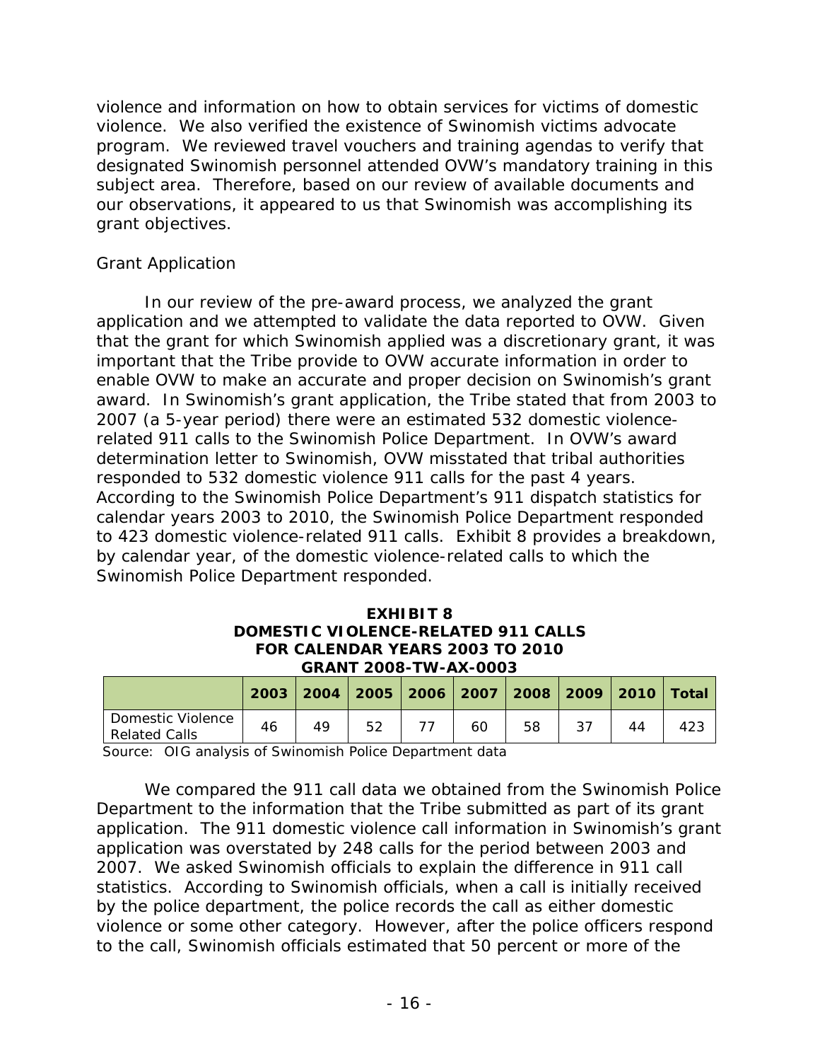violence and information on how to obtain services for victims of domestic violence. We also verified the existence of Swinomish victims advocate program. We reviewed travel vouchers and training agendas to verify that designated Swinomish personnel attended OVW's mandatory training in this subject area. Therefore, based on our review of available documents and our observations, it appeared to us that Swinomish was accomplishing its grant objectives.

*Grant Application*

In our review of the pre-award process, we analyzed the grant application and we attempted to validate the data reported to OVW. Given that the grant for which Swinomish applied was a discretionary grant, it was important that the Tribe provide to OVW accurate information in order to enable OVW to make an accurate and proper decision on Swinomish's grant award. In Swinomish's grant application, the Tribe stated that from 2003 to 2007 (a 5-year period) there were an estimated 532 domestic violence-related 911 calls to the Swinomish Police Department. In OVW's award determination letter to Swinomish, OVW misstated that tribal authorities responded to 532 domestic violence 911 calls for the past 4 years. According to the Swinomish Police Department's 911 dispatch statistics for calendar years 2003 to 2010, the Swinomish Police Department responded to 423 domestic violence-related 911 calls. Exhibit 8 provides a breakdown, by calendar year, of the domestic violence-related calls to which the Swinomish Police Department responded.

**EXHIBIT 8**
**DOMESTIC VIOLENCE-RELATED 911 CALLS**
**FOR CALENDAR YEARS 2003 TO 2010**
**GRANT 2008-TW-AX-0003**

| | 2003 | 2004 | 2005 | 2006 | 2007 | 2008 | 2009 | 2010 | Total |
|---|---|---|---|---|---|---|---|---|---|
| Domestic Violence Related Calls | 46 | 49 | 52 | 77 | 60 | 58 | 37 | 44 | 423 |

Source: OIG analysis of Swinomish Police Department data

We compared the 911 call data we obtained from the Swinomish Police Department to the information that the Tribe submitted as part of its grant application. The 911 domestic violence call information in Swinomish's grant application was overstated by 248 calls for the period between 2003 and 2007. We asked Swinomish officials to explain the difference in 911 call statistics. According to Swinomish officials, when a call is initially received by the police department, the police records the call as either domestic violence or some other category. However, after the police officers respond to the call, Swinomish officials estimated that 50 percent or more of the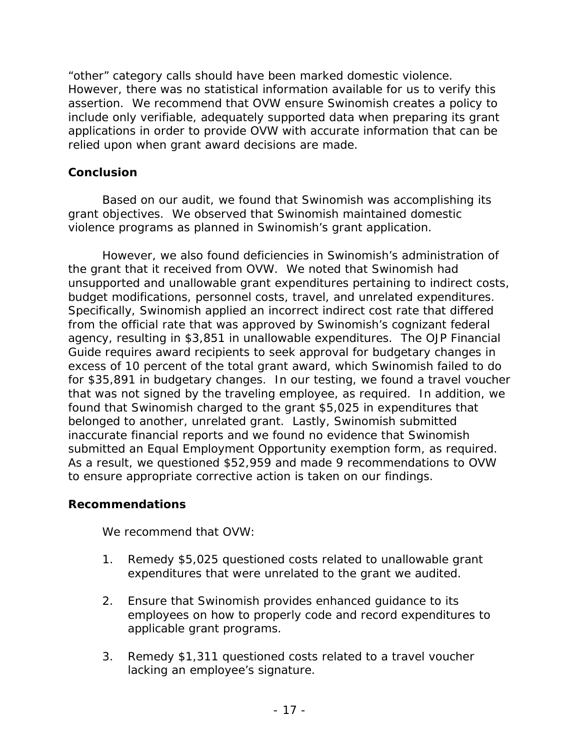"other" category calls should have been marked domestic violence. However, there was no statistical information available for us to verify this assertion. We recommend that OVW ensure Swinomish creates a policy to include only verifiable, adequately supported data when preparing its grant applications in order to provide OVW with accurate information that can be relied upon when grant award decisions are made.

## Conclusion

Based on our audit, we found that Swinomish was accomplishing its grant objectives. We observed that Swinomish maintained domestic violence programs as planned in Swinomish's grant application.

However, we also found deficiencies in Swinomish's administration of the grant that it received from OVW. We noted that Swinomish had unsupported and unallowable grant expenditures pertaining to indirect costs, budget modifications, personnel costs, travel, and unrelated expenditures. Specifically, Swinomish applied an incorrect indirect cost rate that differed from the official rate that was approved by Swinomish's cognizant federal agency, resulting in $3,851 in unallowable expenditures. The OJP Financial Guide requires award recipients to seek approval for budgetary changes in excess of 10 percent of the total grant award, which Swinomish failed to do for $35,891 in budgetary changes. In our testing, we found a travel voucher that was not signed by the traveling employee, as required. In addition, we found that Swinomish charged to the grant $5,025 in expenditures that belonged to another, unrelated grant. Lastly, Swinomish submitted inaccurate financial reports and we found no evidence that Swinomish submitted an Equal Employment Opportunity exemption form, as required. As a result, we questioned $52,959 and made 9 recommendations to OVW to ensure appropriate corrective action is taken on our findings.

## Recommendations

We recommend that OVW:

1. Remedy $5,025 questioned costs related to unallowable grant expenditures that were unrelated to the grant we audited.

2. Ensure that Swinomish provides enhanced guidance to its employees on how to properly code and record expenditures to applicable grant programs.

3. Remedy $1,311 questioned costs related to a travel voucher lacking an employee's signature.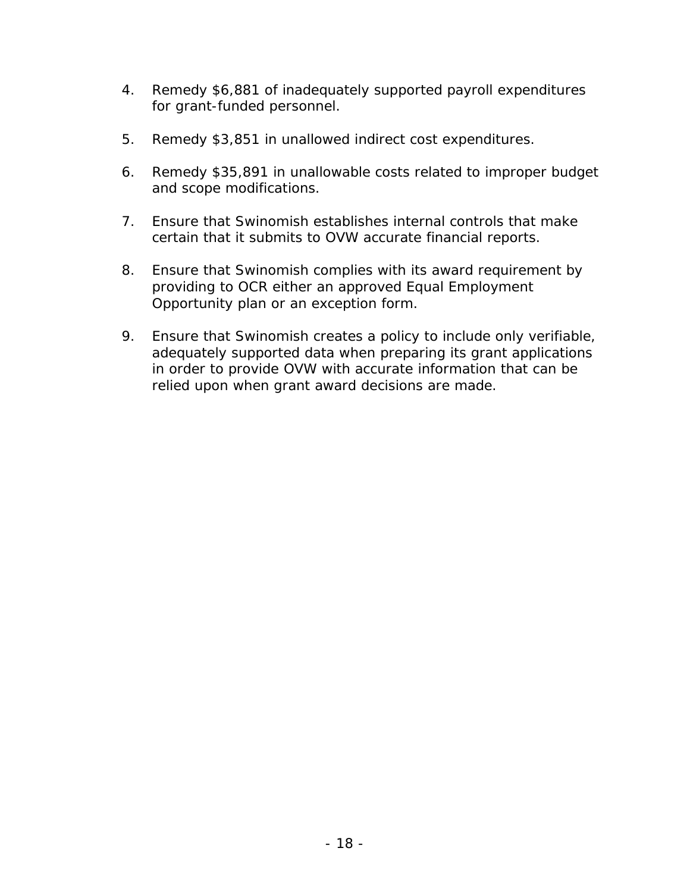4. Remedy $6,881 of inadequately supported payroll expenditures for grant-funded personnel.

5. Remedy $3,851 in unallowed indirect cost expenditures.

6. Remedy $35,891 in unallowable costs related to improper budget and scope modifications.

7. Ensure that Swinomish establishes internal controls that make certain that it submits to OVW accurate financial reports.

8. Ensure that Swinomish complies with its award requirement by providing to OCR either an approved Equal Employment Opportunity plan or an exception form.

9. Ensure that Swinomish creates a policy to include only verifiable, adequately supported data when preparing its grant applications in order to provide OVW with accurate information that can be relied upon when grant award decisions are made.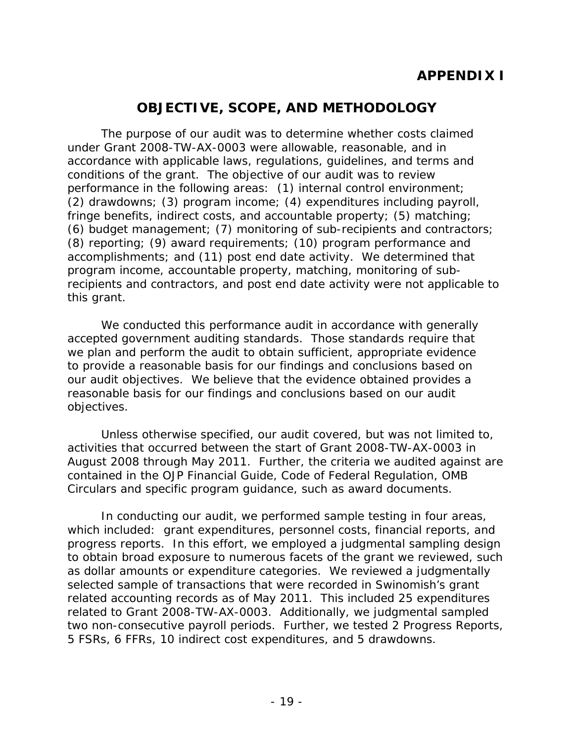# APPENDIX I

## OBJECTIVE, SCOPE, AND METHODOLOGY

The purpose of our audit was to determine whether costs claimed under Grant 2008-TW-AX-0003 were allowable, reasonable, and in accordance with applicable laws, regulations, guidelines, and terms and conditions of the grant. The objective of our audit was to review performance in the following areas: (1) internal control environment; (2) drawdowns; (3) program income; (4) expenditures including payroll, fringe benefits, indirect costs, and accountable property; (5) matching; (6) budget management; (7) monitoring of sub-recipients and contractors; (8) reporting; (9) award requirements; (10) program performance and accomplishments; and (11) post end date activity. We determined that program income, accountable property, matching, monitoring of sub-recipients and contractors, and post end date activity were not applicable to this grant.

We conducted this performance audit in accordance with generally accepted government auditing standards. Those standards require that we plan and perform the audit to obtain sufficient, appropriate evidence to provide a reasonable basis for our findings and conclusions based on our audit objectives. We believe that the evidence obtained provides a reasonable basis for our findings and conclusions based on our audit objectives.

Unless otherwise specified, our audit covered, but was not limited to, activities that occurred between the start of Grant 2008-TW-AX-0003 in August 2008 through May 2011. Further, the criteria we audited against are contained in the OJP Financial Guide, Code of Federal Regulation, OMB Circulars and specific program guidance, such as award documents.

In conducting our audit, we performed sample testing in four areas, which included: grant expenditures, personnel costs, financial reports, and progress reports. In this effort, we employed a judgmental sampling design to obtain broad exposure to numerous facets of the grant we reviewed, such as dollar amounts or expenditure categories. We reviewed a judgmentally selected sample of transactions that were recorded in Swinomish's grant related accounting records as of May 2011. This included 25 expenditures related to Grant 2008-TW-AX-0003. Additionally, we judgmental sampled two non-consecutive payroll periods. Further, we tested 2 Progress Reports, 5 FSRs, 6 FFRs, 10 indirect cost expenditures, and 5 drawdowns.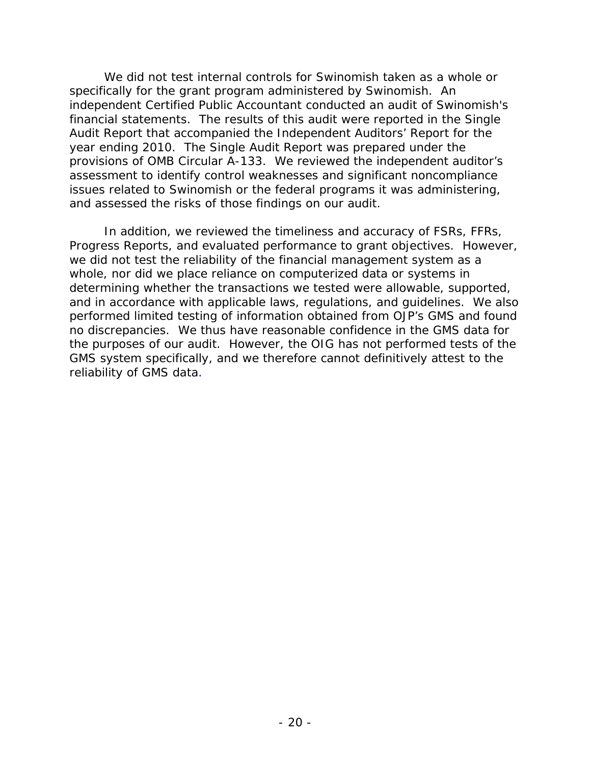We did not test internal controls for Swinomish taken as a whole or specifically for the grant program administered by Swinomish. An independent Certified Public Accountant conducted an audit of Swinomish's financial statements. The results of this audit were reported in the Single Audit Report that accompanied the Independent Auditors' Report for the year ending 2010. The Single Audit Report was prepared under the provisions of OMB Circular A-133. We reviewed the independent auditor's assessment to identify control weaknesses and significant noncompliance issues related to Swinomish or the federal programs it was administering, and assessed the risks of those findings on our audit.

In addition, we reviewed the timeliness and accuracy of FSRs, FFRs, Progress Reports, and evaluated performance to grant objectives. However, we did not test the reliability of the financial management system as a whole, nor did we place reliance on computerized data or systems in determining whether the transactions we tested were allowable, supported, and in accordance with applicable laws, regulations, and guidelines. We also performed limited testing of information obtained from OJP's GMS and found no discrepancies. We thus have reasonable confidence in the GMS data for the purposes of our audit. However, the OIG has not performed tests of the GMS system specifically, and we therefore cannot definitively attest to the reliability of GMS data.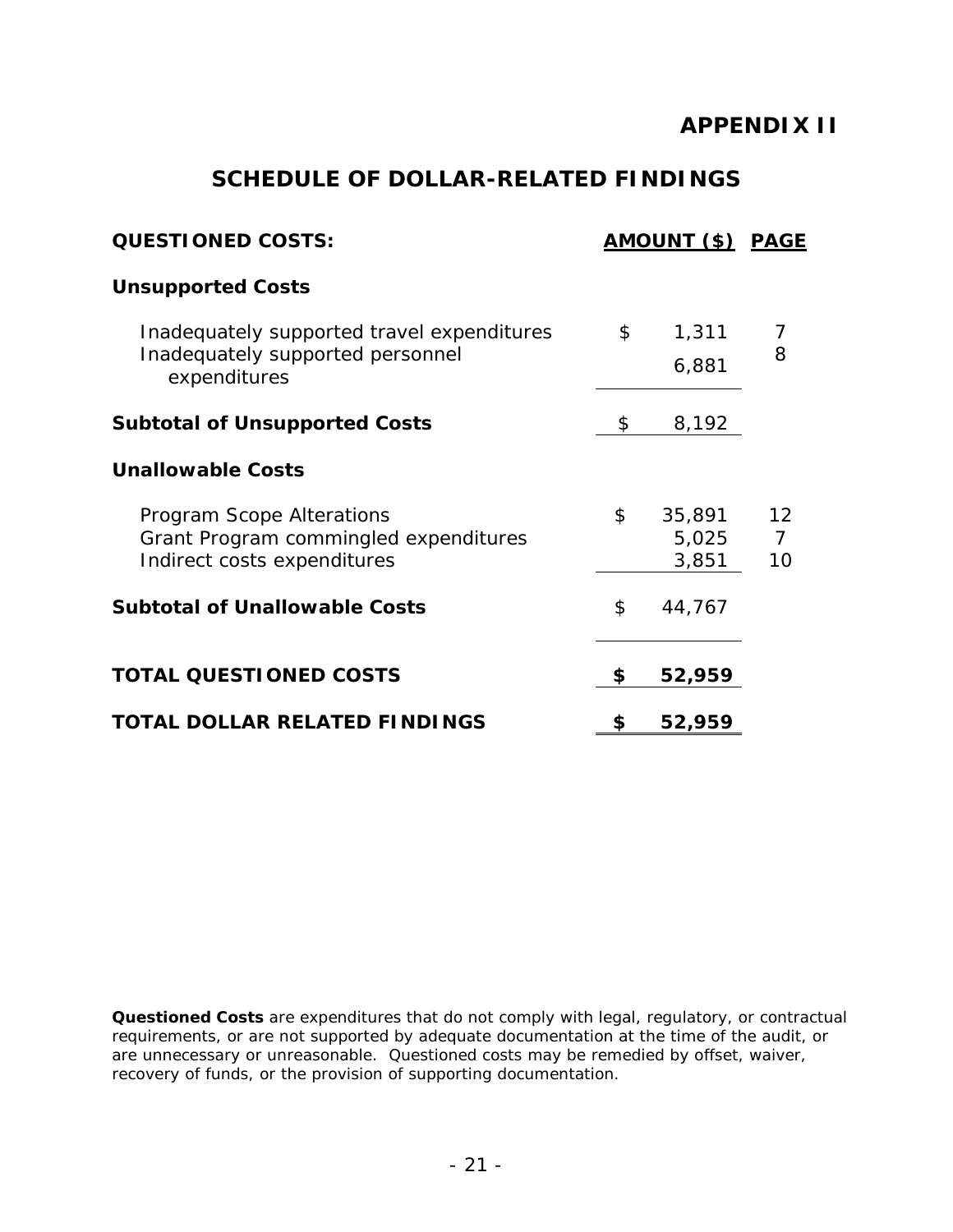# APPENDIX II

## SCHEDULE OF DOLLAR-RELATED FINDINGS

| QUESTIONED COSTS: | AMOUNT ($) | PAGE |
|---|---|---|
| **Unsupported Costs** | | |
| Inadequately supported travel expenditures | $ 1,311 | 7 |
| Inadequately supported personnel expenditures | 6,881 | 8 |
| **Subtotal of Unsupported Costs** | $ 8,192 | |
| **Unallowable Costs** | | |
| Program Scope Alterations | $ 35,891 | 12 |
| Grant Program commingled expenditures | 5,025 | 7 |
| Indirect costs expenditures | 3,851 | 10 |
| **Subtotal of Unallowable Costs** | $ 44,767 | |
| **TOTAL QUESTIONED COSTS** | **$ 52,959** | |
| **TOTAL DOLLAR RELATED FINDINGS** | **$ 52,959** | |

**Questioned Costs** are expenditures that do not comply with legal, regulatory, or contractual requirements, or are not supported by adequate documentation at the time of the audit, or are unnecessary or unreasonable. Questioned costs may be remedied by offset, waiver, recovery of funds, or the provision of supporting documentation.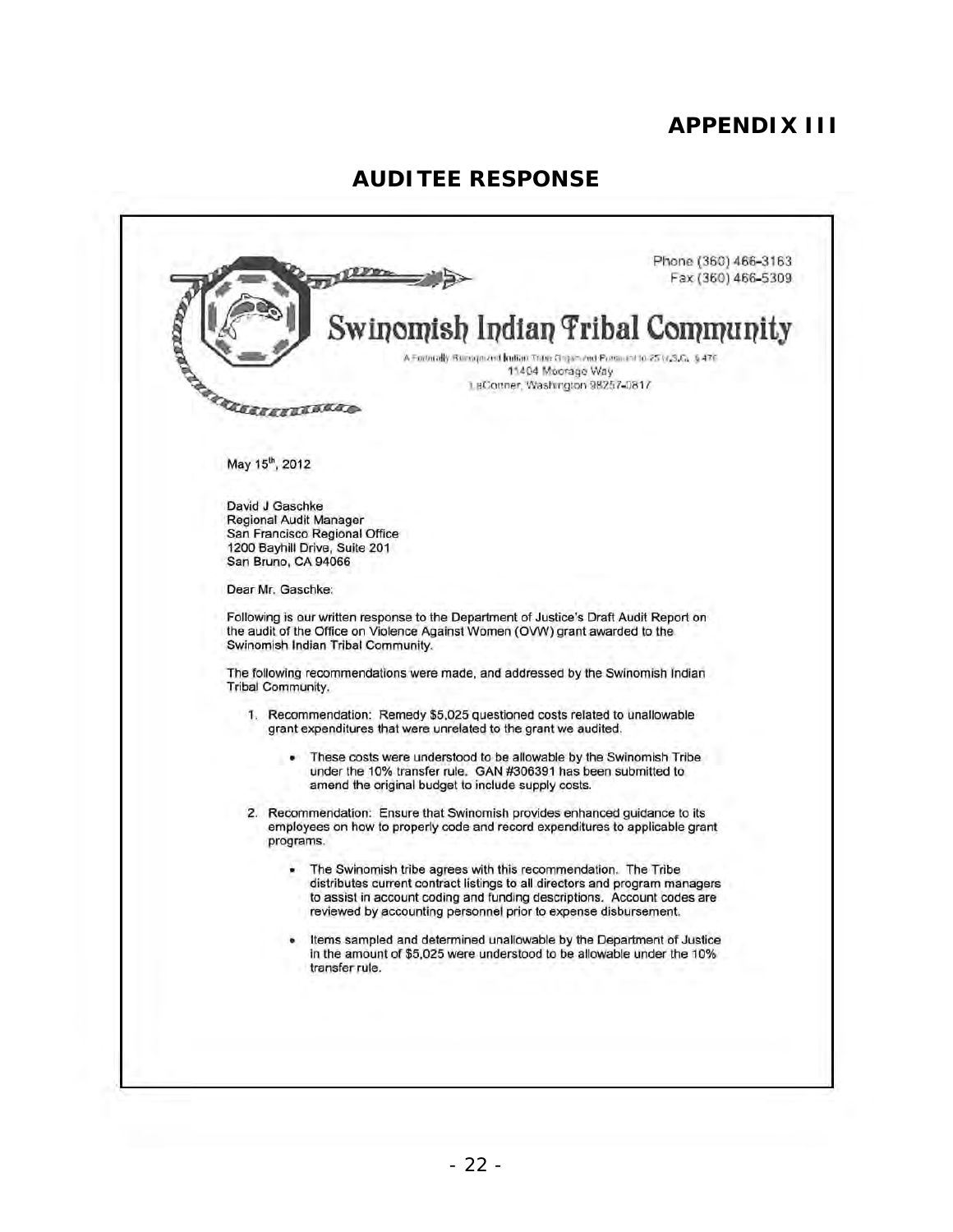# APPENDIX III

## AUDITEE RESPONSE

Phone (360) 466-3163
Fax (360) 466-5309

**Swinomish Indian Tribal Community**

A Federally Recognized Indian Tribe Organized Pursuant to 25 U.S.C. § 476
11404 Moorage Way
LaConner, Washington 98257-0817

May 15th, 2012

David J Gaschke
Regional Audit Manager
San Francisco Regional Office
1200 Bayhill Drive, Suite 201
San Bruno, CA 94066

Dear Mr. Gaschke:

Following is our written response to the Department of Justice's Draft Audit Report on the audit of the Office on Violence Against Women (OVW) grant awarded to the Swinomish Indian Tribal Community.

The following recommendations were made, and addressed by the Swinomish Indian Tribal Community.

1. Recommendation: Remedy $5,025 questioned costs related to unallowable grant expenditures that were unrelated to the grant we audited.
   - These costs were understood to be allowable by the Swinomish Tribe under the 10% transfer rule. GAN #306391 has been submitted to amend the original budget to include supply costs.
2. Recommendation: Ensure that Swinomish provides enhanced guidance to its employees on how to properly code and record expenditures to applicable grant programs.
   - The Swinomish tribe agrees with this recommendation. The Tribe distributes current contract listings to all directors and program managers to assist in account coding and funding descriptions. Account codes are reviewed by accounting personnel prior to expense disbursement.
   - Items sampled and determined unallowable by the Department of Justice in the amount of $5,025 were understood to be allowable under the 10% transfer rule.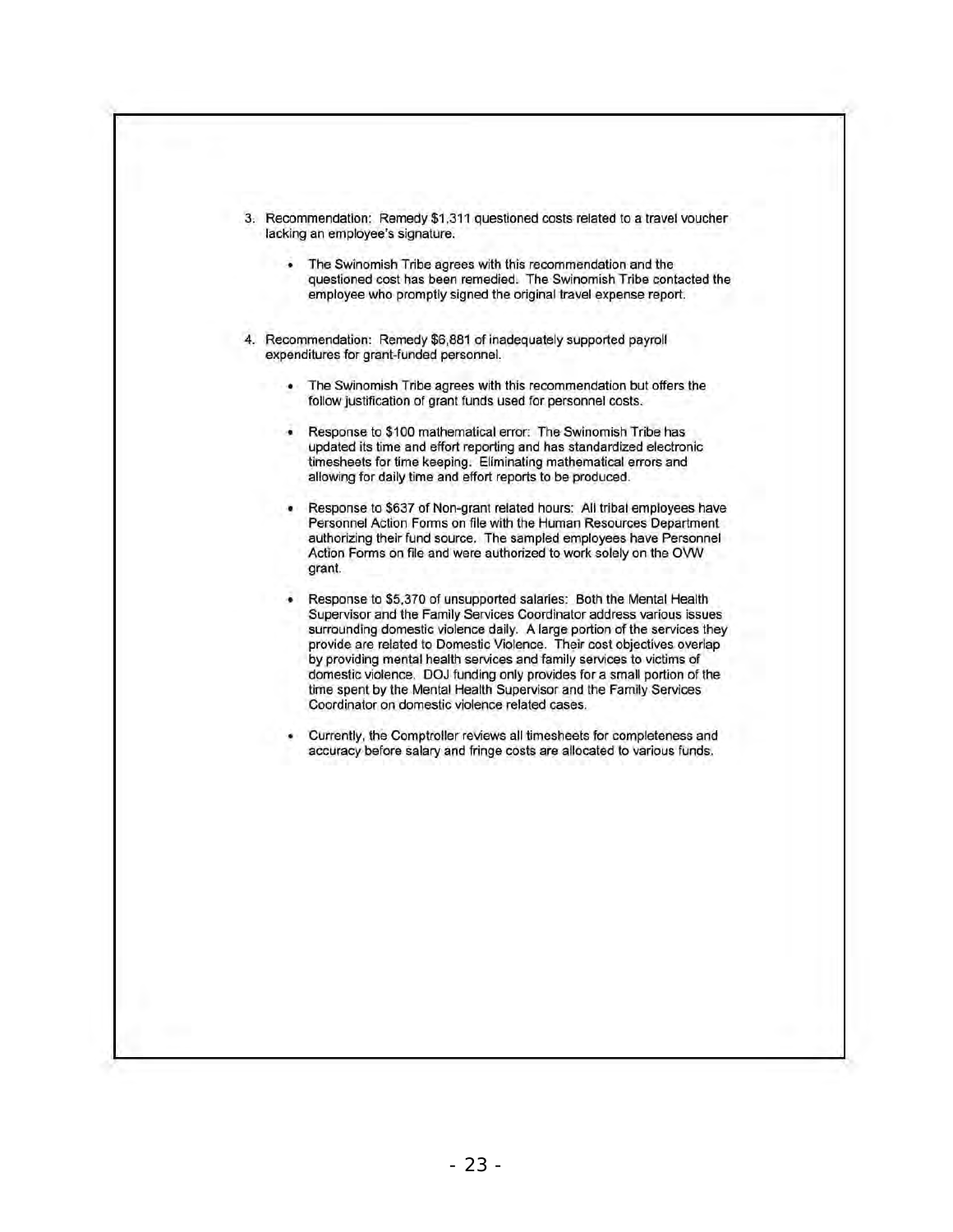3. Recommendation: Remedy $1,311 questioned costs related to a travel voucher lacking an employee's signature.

    - The Swinomish Tribe agrees with this recommendation and the questioned cost has been remedied. The Swinomish Tribe contacted the employee who promptly signed the original travel expense report.

4. Recommendation: Remedy $6,881 of inadequately supported payroll expenditures for grant-funded personnel.

    - The Swinomish Tribe agrees with this recommendation but offers the follow justification of grant funds used for personnel costs.

    - Response to $100 mathematical error: The Swinomish Tribe has updated its time and effort reporting and has standardized electronic timesheets for time keeping. Eliminating mathematical errors and allowing for daily time and effort reports to be produced.

    - Response to $637 of Non-grant related hours: All tribal employees have Personnel Action Forms on file with the Human Resources Department authorizing their fund source. The sampled employees have Personnel Action Forms on file and were authorized to work solely on the OVW grant.

    - Response to $5,370 of unsupported salaries: Both the Mental Health Supervisor and the Family Services Coordinator address various issues surrounding domestic violence daily. A large portion of the services they provide are related to Domestic Violence. Their cost objectives overlap by providing mental health services and family services to victims of domestic violence. DOJ funding only provides for a small portion of the time spent by the Mental Health Supervisor and the Family Services Coordinator on domestic violence related cases.

    - Currently, the Comptroller reviews all timesheets for completeness and accuracy before salary and fringe costs are allocated to various funds.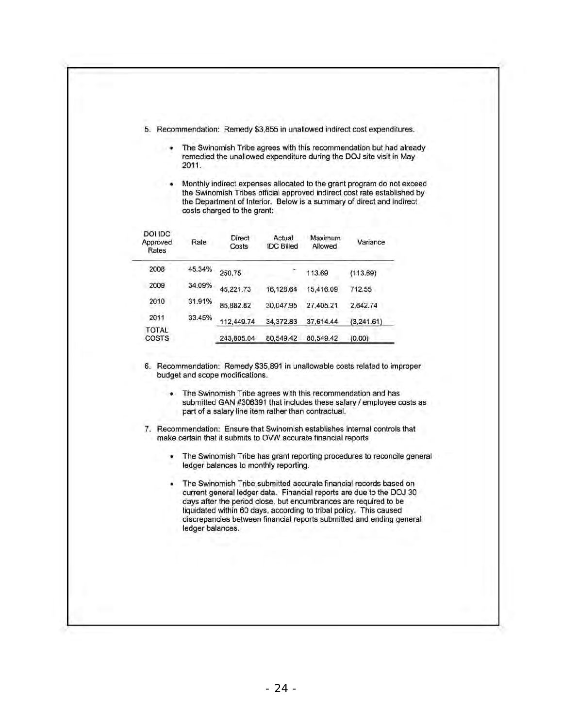5. Recommendation: Remedy $3,855 in unallowed indirect cost expenditures.

    - The Swinomish Tribe agrees with this recommendation but had already remedied the unallowed expenditure during the DOJ site visit in May 2011.

    - Monthly indirect expenses allocated to the grant program do not exceed the Swinomish Tribes official approved indirect cost rate established by the Department of Interior. Below is a summary of direct and indirect costs charged to the grant:

| DOI IDC Approved Rates | Rate | Direct Costs | Actual IDC Billed | Maximum Allowed | Variance |
|---|---|---|---|---|---|
| 2008 | 45.34% | 250.75 | - | 113.69 | (113.69) |
| 2009 | 34.09% | 45,221.73 | 16,128.64 | 15,416.09 | 712.55 |
| 2010 | 31.91% | 85,882.82 | 30,047.95 | 27,405.21 | 2,642.74 |
| 2011 | 33.45% | 112,449.74 | 34,372.83 | 37,614.44 | (3,241.61) |
| TOTAL COSTS | | 243,805.04 | 80,549.42 | 80,549.42 | (0.00) |

6. Recommendation: Remedy $35,891 in unallowable costs related to improper budget and scope modifications.

    - The Swinomish Tribe agrees with this recommendation and has submitted GAN #306391 that includes these salary / employee costs as part of a salary line item rather than contractual.

7. Recommendation: Ensure that Swinomish establishes internal controls that make certain that it submits to OVW accurate financial reports

    - The Swinomish Tribe has grant reporting procedures to reconcile general ledger balances to monthly reporting.

    - The Swinomish Tribe submitted accurate financial records based on current general ledger data. Financial reports are due to the DOJ 30 days after the period close, but encumbrances are required to be liquidated within 60 days, according to tribal policy. This caused discrepancies between financial reports submitted and ending general ledger balances.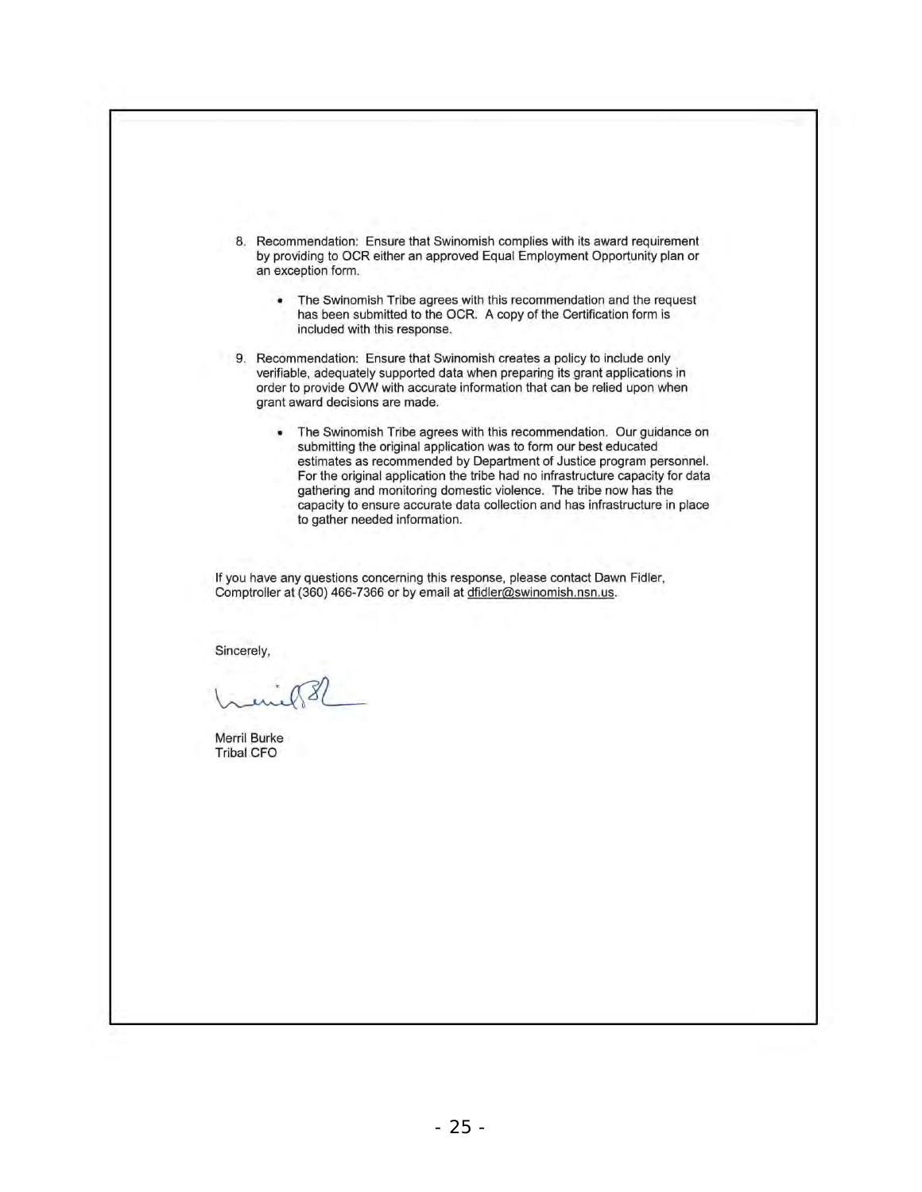8. Recommendation: Ensure that Swinomish complies with its award requirement by providing to OCR either an approved Equal Employment Opportunity plan or an exception form.

    - The Swinomish Tribe agrees with this recommendation and the request has been submitted to the OCR. A copy of the Certification form is included with this response.

9. Recommendation: Ensure that Swinomish creates a policy to include only verifiable, adequately supported data when preparing its grant applications in order to provide OVW with accurate information that can be relied upon when grant award decisions are made.

    - The Swinomish Tribe agrees with this recommendation. Our guidance on submitting the original application was to form our best educated estimates as recommended by Department of Justice program personnel. For the original application the tribe had no infrastructure capacity for data gathering and monitoring domestic violence. The tribe now has the capacity to ensure accurate data collection and has infrastructure in place to gather needed information.

If you have any questions concerning this response, please contact Dawn Fidler, Comptroller at (360) 466-7366 or by email at dfidler@swinomish.nsn.us.

Sincerely,

Merril Burke
Tribal CFO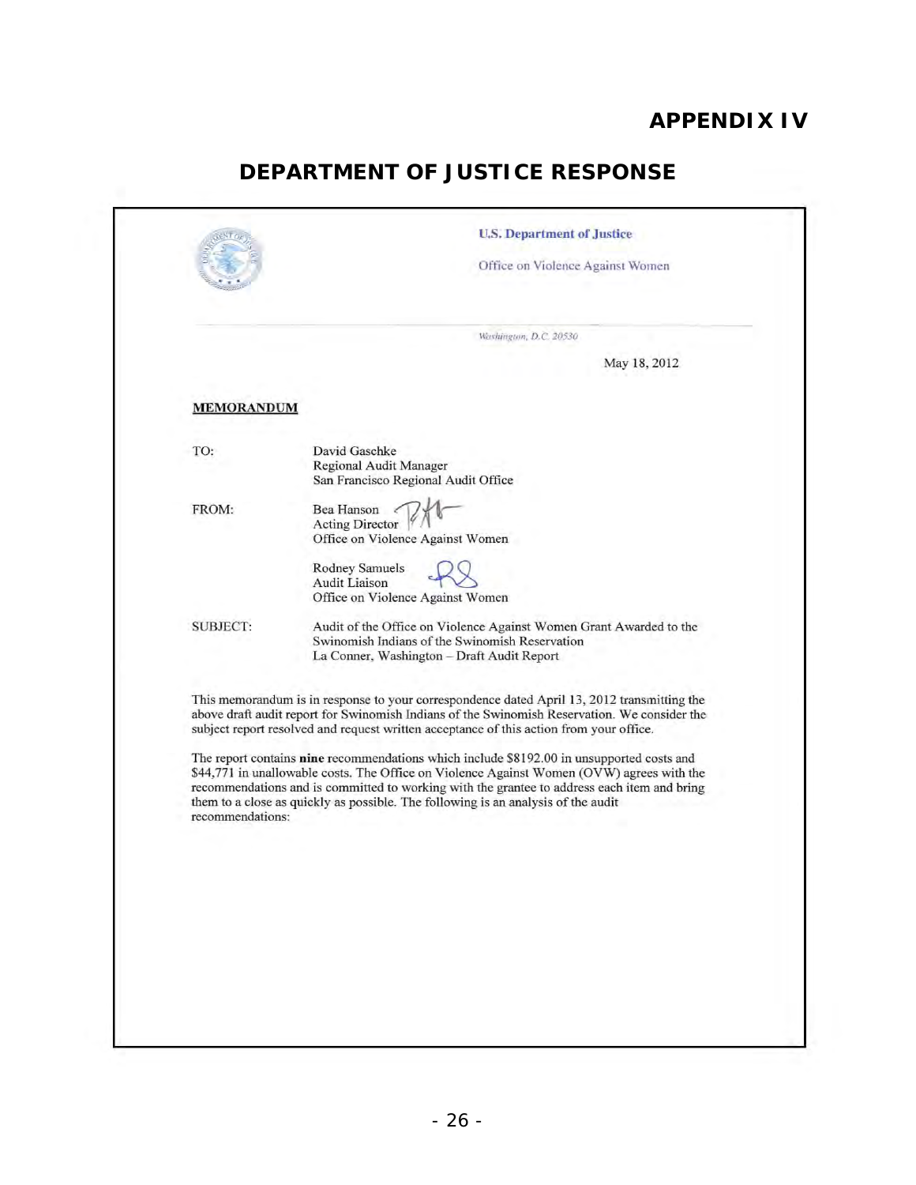# APPENDIX IV

## DEPARTMENT OF JUSTICE RESPONSE

U.S. Department of Justice

Office on Violence Against Women

*Washington, D.C. 20530*

May 18, 2012

**MEMORANDUM**

TO: David Gaschke
Regional Audit Manager
San Francisco Regional Audit Office

FROM: Bea Hanson
Acting Director
Office on Violence Against Women

Rodney Samuels
Audit Liaison
Office on Violence Against Women

SUBJECT: Audit of the Office on Violence Against Women Grant Awarded to the Swinomish Indians of the Swinomish Reservation
La Conner, Washington – Draft Audit Report

This memorandum is in response to your correspondence dated April 13, 2012 transmitting the above draft audit report for Swinomish Indians of the Swinomish Reservation. We consider the subject report resolved and request written acceptance of this action from your office.

The report contains **nine** recommendations which include $8192.00 in unsupported costs and $44,771 in unallowable costs. The Office on Violence Against Women (OVW) agrees with the recommendations and is committed to working with the grantee to address each item and bring them to a close as quickly as possible. The following is an analysis of the audit recommendations: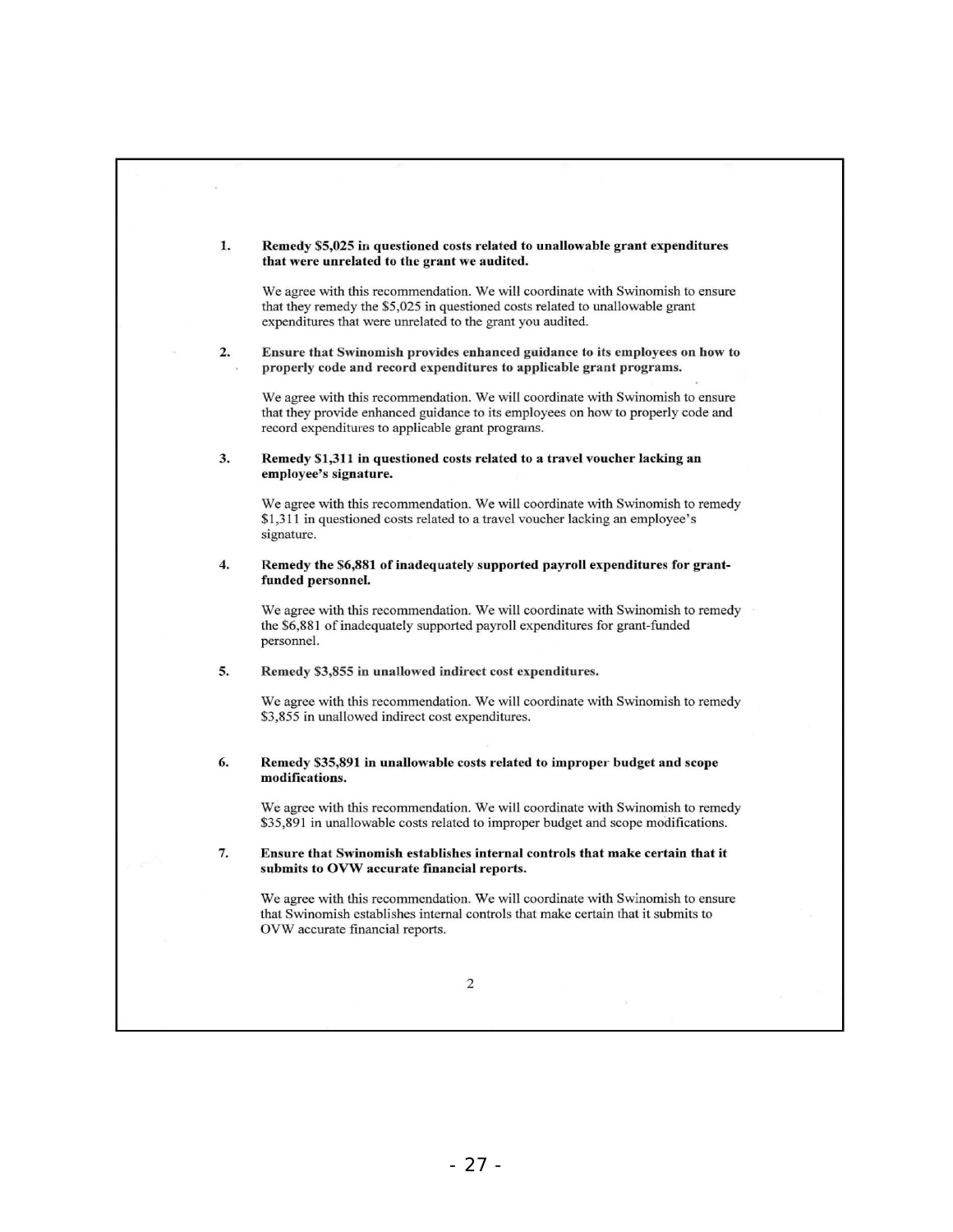1. **Remedy $5,025 in questioned costs related to unallowable grant expenditures that were unrelated to the grant we audited.**

   We agree with this recommendation. We will coordinate with Swinomish to ensure that they remedy the $5,025 in questioned costs related to unallowable grant expenditures that were unrelated to the grant you audited.

2. **Ensure that Swinomish provides enhanced guidance to its employees on how to properly code and record expenditures to applicable grant programs.**

   We agree with this recommendation. We will coordinate with Swinomish to ensure that they provide enhanced guidance to its employees on how to properly code and record expenditures to applicable grant programs.

3. **Remedy $1,311 in questioned costs related to a travel voucher lacking an employee's signature.**

   We agree with this recommendation. We will coordinate with Swinomish to remedy $1,311 in questioned costs related to a travel voucher lacking an employee's signature.

4. **Remedy the $6,881 of inadequately supported payroll expenditures for grant-funded personnel.**

   We agree with this recommendation. We will coordinate with Swinomish to remedy the $6,881 of inadequately supported payroll expenditures for grant-funded personnel.

5. **Remedy $3,855 in unallowed indirect cost expenditures.**

   We agree with this recommendation. We will coordinate with Swinomish to remedy $3,855 in unallowed indirect cost expenditures.

6. **Remedy $35,891 in unallowable costs related to improper budget and scope modifications.**

   We agree with this recommendation. We will coordinate with Swinomish to remedy $35,891 in unallowable costs related to improper budget and scope modifications.

7. **Ensure that Swinomish establishes internal controls that make certain that it submits to OVW accurate financial reports.**

   We agree with this recommendation. We will coordinate with Swinomish to ensure that Swinomish establishes internal controls that make certain that it submits to OVW accurate financial reports.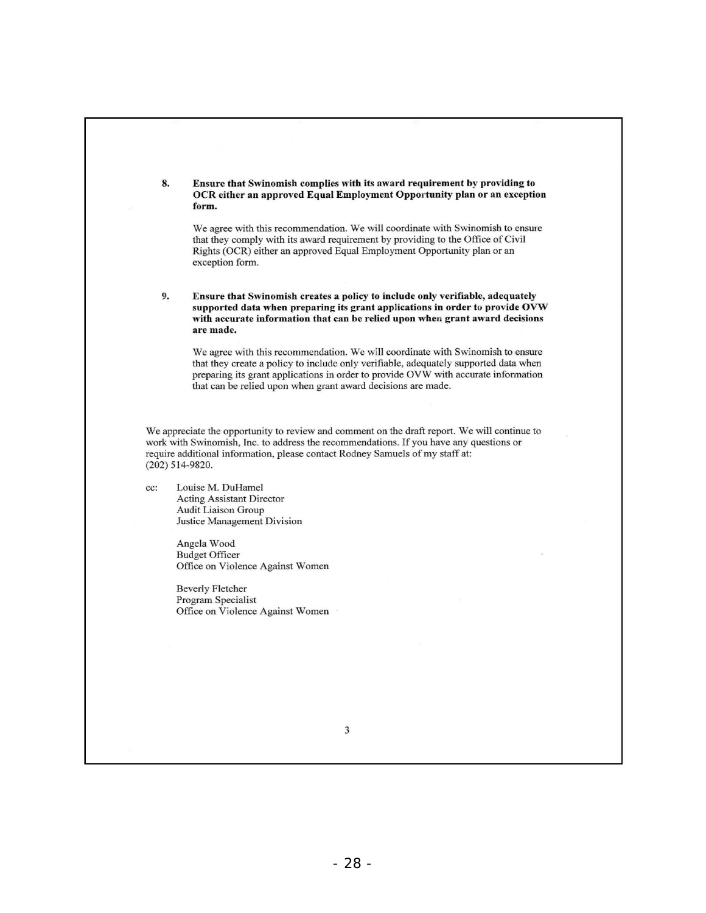8. **Ensure that Swinomish complies with its award requirement by providing to OCR either an approved Equal Employment Opportunity plan or an exception form.**

   We agree with this recommendation. We will coordinate with Swinomish to ensure that they comply with its award requirement by providing to the Office of Civil Rights (OCR) either an approved Equal Employment Opportunity plan or an exception form.

9. **Ensure that Swinomish creates a policy to include only verifiable, adequately supported data when preparing its grant applications in order to provide OVW with accurate information that can be relied upon when grant award decisions are made.**

   We agree with this recommendation. We will coordinate with Swinomish to ensure that they create a policy to include only verifiable, adequately supported data when preparing its grant applications in order to provide OVW with accurate information that can be relied upon when grant award decisions are made.

We appreciate the opportunity to review and comment on the draft report. We will continue to work with Swinomish, Inc. to address the recommendations. If you have any questions or require additional information, please contact Rodney Samuels of my staff at: (202) 514-9820.

cc: Louise M. DuHamel
Acting Assistant Director
Audit Liaison Group
Justice Management Division

Angela Wood
Budget Officer
Office on Violence Against Women

Beverly Fletcher
Program Specialist
Office on Violence Against Women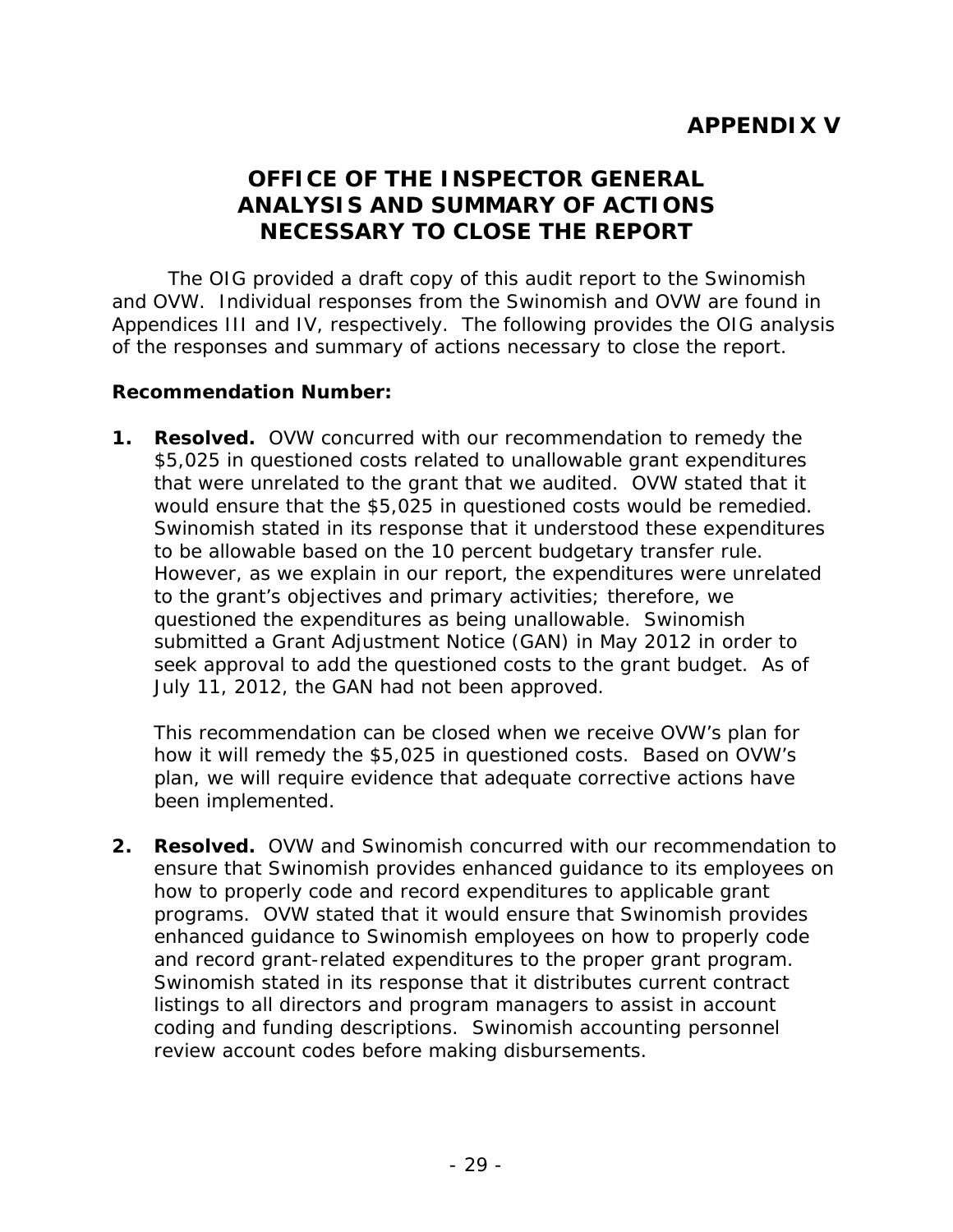# APPENDIX V

## OFFICE OF THE INSPECTOR GENERAL ANALYSIS AND SUMMARY OF ACTIONS NECESSARY TO CLOSE THE REPORT

The OIG provided a draft copy of this audit report to the Swinomish and OVW. Individual responses from the Swinomish and OVW are found in Appendices III and IV, respectively. The following provides the OIG analysis of the responses and summary of actions necessary to close the report.

**Recommendation Number:**

1. **Resolved.** OVW concurred with our recommendation to remedy the $5,025 in questioned costs related to unallowable grant expenditures that were unrelated to the grant that we audited. OVW stated that it would ensure that the $5,025 in questioned costs would be remedied. Swinomish stated in its response that it understood these expenditures to be allowable based on the 10 percent budgetary transfer rule. However, as we explain in our report, the expenditures were unrelated to the grant's objectives and primary activities; therefore, we questioned the expenditures as being unallowable. Swinomish submitted a Grant Adjustment Notice (GAN) in May 2012 in order to seek approval to add the questioned costs to the grant budget. As of July 11, 2012, the GAN had not been approved.

   This recommendation can be closed when we receive OVW's plan for how it will remedy the $5,025 in questioned costs. Based on OVW's plan, we will require evidence that adequate corrective actions have been implemented.

2. **Resolved.** OVW and Swinomish concurred with our recommendation to ensure that Swinomish provides enhanced guidance to its employees on how to properly code and record expenditures to applicable grant programs. OVW stated that it would ensure that Swinomish provides enhanced guidance to Swinomish employees on how to properly code and record grant-related expenditures to the proper grant program. Swinomish stated in its response that it distributes current contract listings to all directors and program managers to assist in account coding and funding descriptions. Swinomish accounting personnel review account codes before making disbursements.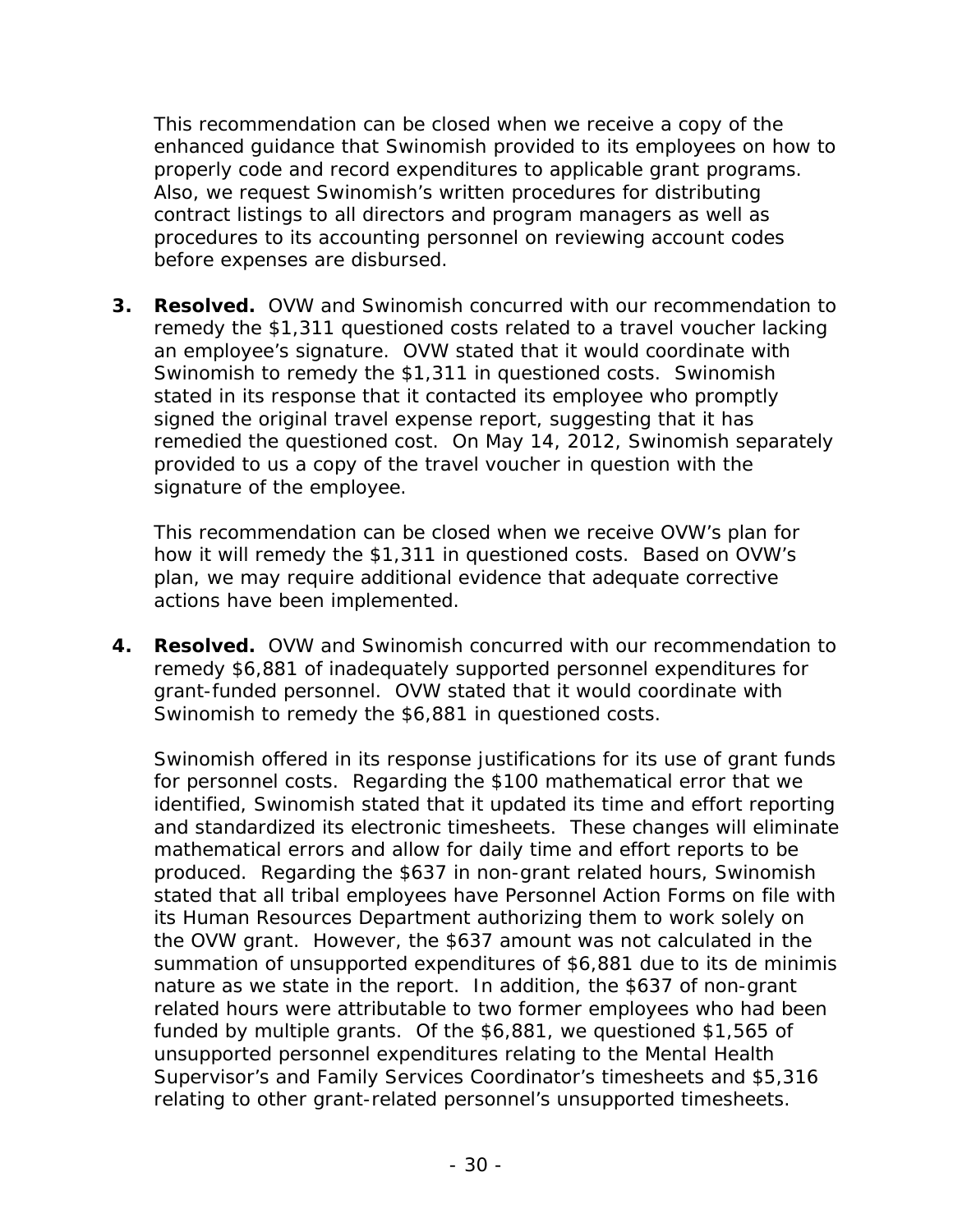This recommendation can be closed when we receive a copy of the enhanced guidance that Swinomish provided to its employees on how to properly code and record expenditures to applicable grant programs. Also, we request Swinomish's written procedures for distributing contract listings to all directors and program managers as well as procedures to its accounting personnel on reviewing account codes before expenses are disbursed.

3. **Resolved.** OVW and Swinomish concurred with our recommendation to remedy the $1,311 questioned costs related to a travel voucher lacking an employee's signature. OVW stated that it would coordinate with Swinomish to remedy the $1,311 in questioned costs. Swinomish stated in its response that it contacted its employee who promptly signed the original travel expense report, suggesting that it has remedied the questioned cost. On May 14, 2012, Swinomish separately provided to us a copy of the travel voucher in question with the signature of the employee.

   This recommendation can be closed when we receive OVW's plan for how it will remedy the $1,311 in questioned costs. Based on OVW's plan, we may require additional evidence that adequate corrective actions have been implemented.

4. **Resolved.** OVW and Swinomish concurred with our recommendation to remedy $6,881 of inadequately supported personnel expenditures for grant-funded personnel. OVW stated that it would coordinate with Swinomish to remedy the $6,881 in questioned costs.

   Swinomish offered in its response justifications for its use of grant funds for personnel costs. Regarding the $100 mathematical error that we identified, Swinomish stated that it updated its time and effort reporting and standardized its electronic timesheets. These changes will eliminate mathematical errors and allow for daily time and effort reports to be produced. Regarding the $637 in non-grant related hours, Swinomish stated that all tribal employees have Personnel Action Forms on file with its Human Resources Department authorizing them to work solely on the OVW grant. However, the $637 amount was not calculated in the summation of unsupported expenditures of $6,881 due to its de minimis nature as we state in the report. In addition, the $637 of non-grant related hours were attributable to two former employees who had been funded by multiple grants. Of the $6,881, we questioned $1,565 of unsupported personnel expenditures relating to the Mental Health Supervisor's and Family Services Coordinator's timesheets and $5,316 relating to other grant-related personnel's unsupported timesheets.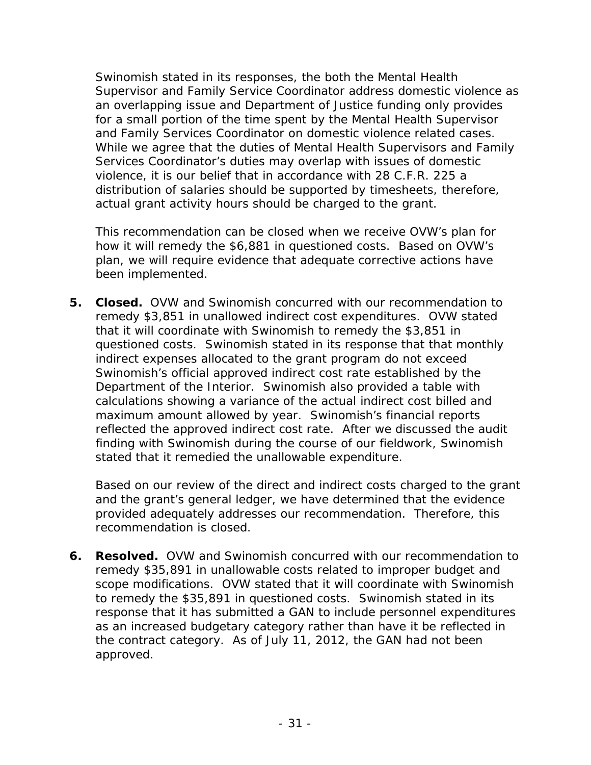Swinomish stated in its responses, the both the Mental Health Supervisor and Family Service Coordinator address domestic violence as an overlapping issue and Department of Justice funding only provides for a small portion of the time spent by the Mental Health Supervisor and Family Services Coordinator on domestic violence related cases. While we agree that the duties of Mental Health Supervisors and Family Services Coordinator's duties may overlap with issues of domestic violence, it is our belief that in accordance with 28 C.F.R. 225 a distribution of salaries should be supported by timesheets, therefore, actual grant activity hours should be charged to the grant.

This recommendation can be closed when we receive OVW's plan for how it will remedy the $6,881 in questioned costs. Based on OVW's plan, we will require evidence that adequate corrective actions have been implemented.

5. **Closed.** OVW and Swinomish concurred with our recommendation to remedy $3,851 in unallowed indirect cost expenditures. OVW stated that it will coordinate with Swinomish to remedy the $3,851 in questioned costs. Swinomish stated in its response that that monthly indirect expenses allocated to the grant program do not exceed Swinomish's official approved indirect cost rate established by the Department of the Interior. Swinomish also provided a table with calculations showing a variance of the actual indirect cost billed and maximum amount allowed by year. Swinomish's financial reports reflected the approved indirect cost rate. After we discussed the audit finding with Swinomish during the course of our fieldwork, Swinomish stated that it remedied the unallowable expenditure.

   Based on our review of the direct and indirect costs charged to the grant and the grant's general ledger, we have determined that the evidence provided adequately addresses our recommendation. Therefore, this recommendation is closed.

6. **Resolved.** OVW and Swinomish concurred with our recommendation to remedy $35,891 in unallowable costs related to improper budget and scope modifications. OVW stated that it will coordinate with Swinomish to remedy the $35,891 in questioned costs. Swinomish stated in its response that it has submitted a GAN to include personnel expenditures as an increased budgetary category rather than have it be reflected in the contract category. As of July 11, 2012, the GAN had not been approved.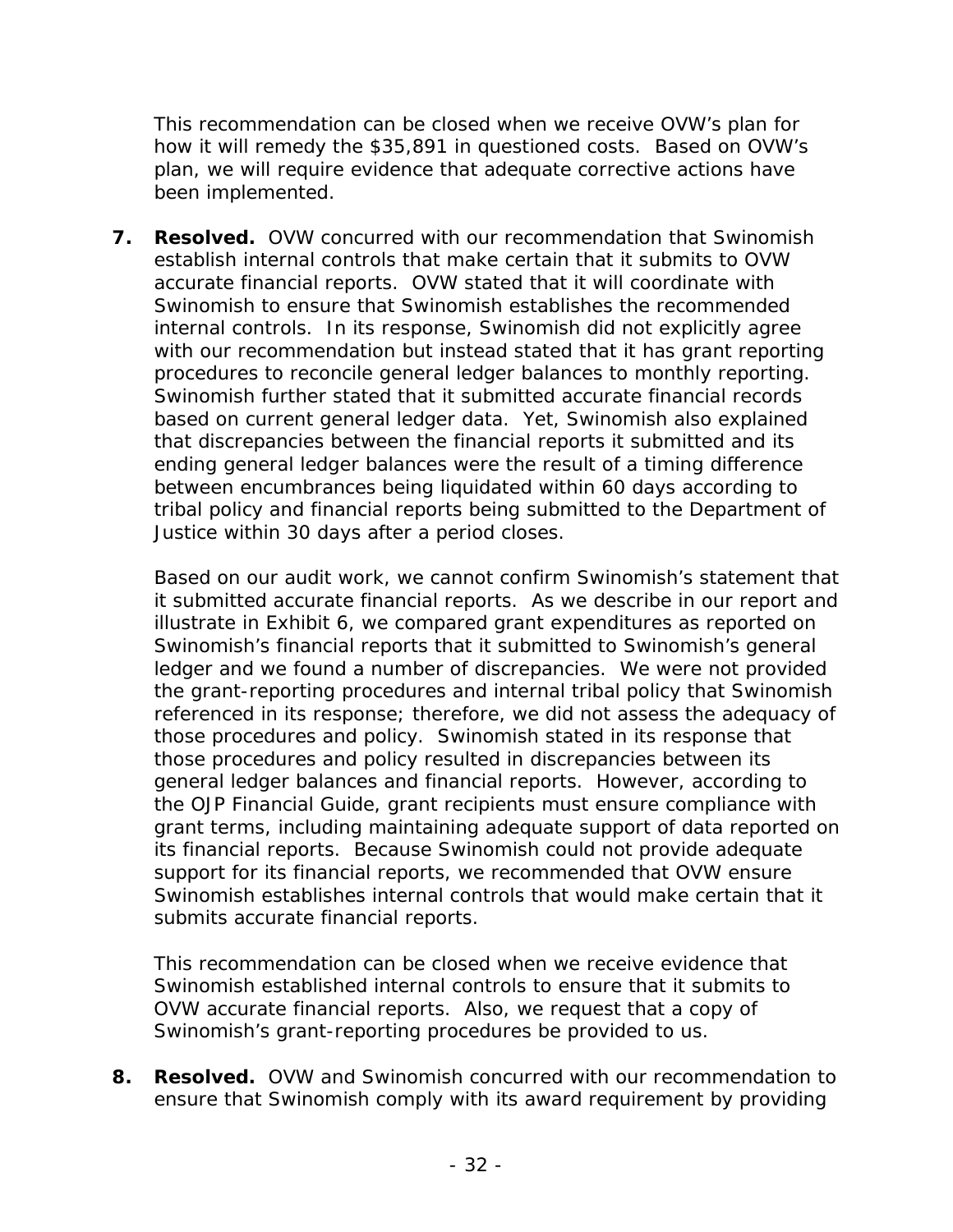This recommendation can be closed when we receive OVW's plan for how it will remedy the $35,891 in questioned costs. Based on OVW's plan, we will require evidence that adequate corrective actions have been implemented.

7. **Resolved.** OVW concurred with our recommendation that Swinomish establish internal controls that make certain that it submits to OVW accurate financial reports. OVW stated that it will coordinate with Swinomish to ensure that Swinomish establishes the recommended internal controls. In its response, Swinomish did not explicitly agree with our recommendation but instead stated that it has grant reporting procedures to reconcile general ledger balances to monthly reporting. Swinomish further stated that it submitted accurate financial records based on current general ledger data. Yet, Swinomish also explained that discrepancies between the financial reports it submitted and its ending general ledger balances were the result of a timing difference between encumbrances being liquidated within 60 days according to tribal policy and financial reports being submitted to the Department of Justice within 30 days after a period closes.

   Based on our audit work, we cannot confirm Swinomish's statement that it submitted accurate financial reports. As we describe in our report and illustrate in Exhibit 6, we compared grant expenditures as reported on Swinomish's financial reports that it submitted to Swinomish's general ledger and we found a number of discrepancies. We were not provided the grant-reporting procedures and internal tribal policy that Swinomish referenced in its response; therefore, we did not assess the adequacy of those procedures and policy. Swinomish stated in its response that those procedures and policy resulted in discrepancies between its general ledger balances and financial reports. However, according to the OJP Financial Guide, grant recipients must ensure compliance with grant terms, including maintaining adequate support of data reported on its financial reports. Because Swinomish could not provide adequate support for its financial reports, we recommended that OVW ensure Swinomish establishes internal controls that would make certain that it submits accurate financial reports.

   This recommendation can be closed when we receive evidence that Swinomish established internal controls to ensure that it submits to OVW accurate financial reports. Also, we request that a copy of Swinomish's grant-reporting procedures be provided to us.

8. **Resolved.** OVW and Swinomish concurred with our recommendation to ensure that Swinomish comply with its award requirement by providing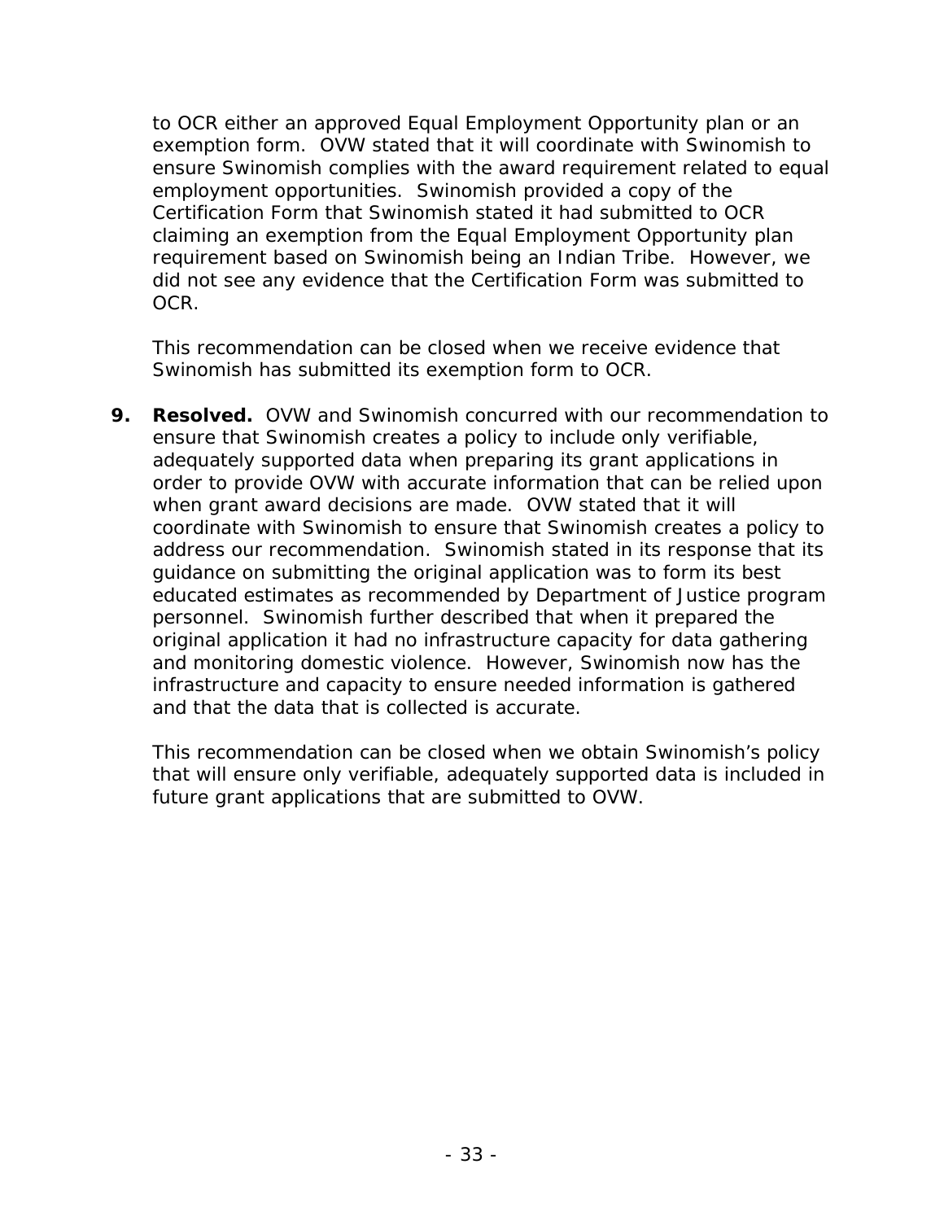to OCR either an approved Equal Employment Opportunity plan or an exemption form. OVW stated that it will coordinate with Swinomish to ensure Swinomish complies with the award requirement related to equal employment opportunities. Swinomish provided a copy of the Certification Form that Swinomish stated it had submitted to OCR claiming an exemption from the Equal Employment Opportunity plan requirement based on Swinomish being an Indian Tribe. However, we did not see any evidence that the Certification Form was submitted to OCR.

This recommendation can be closed when we receive evidence that Swinomish has submitted its exemption form to OCR.

9. **Resolved.** OVW and Swinomish concurred with our recommendation to ensure that Swinomish creates a policy to include only verifiable, adequately supported data when preparing its grant applications in order to provide OVW with accurate information that can be relied upon when grant award decisions are made. OVW stated that it will coordinate with Swinomish to ensure that Swinomish creates a policy to address our recommendation. Swinomish stated in its response that its guidance on submitting the original application was to form its best educated estimates as recommended by Department of Justice program personnel. Swinomish further described that when it prepared the original application it had no infrastructure capacity for data gathering and monitoring domestic violence. However, Swinomish now has the infrastructure and capacity to ensure needed information is gathered and that the data that is collected is accurate.

   This recommendation can be closed when we obtain Swinomish's policy that will ensure only verifiable, adequately supported data is included in future grant applications that are submitted to OVW.